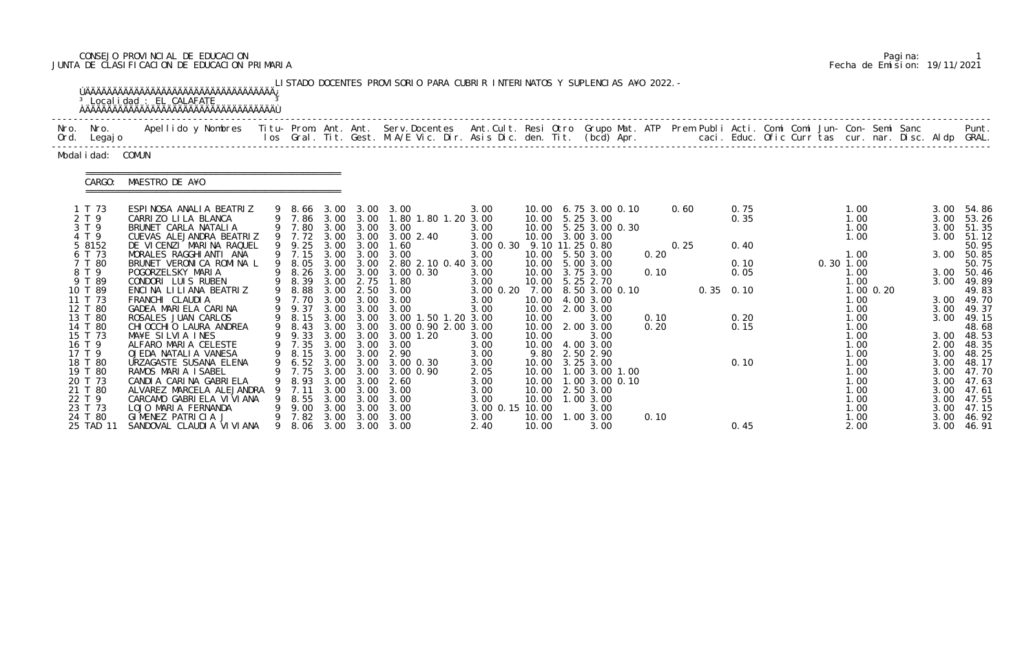CONSEJO PROVINCIAL DE EDUCACION
JUNTA DE CLASIFICACION DE EDUCACION PRIMARIA

Pagina: 1
Fecha de Emision: 19/11/2021

LISTADO DOCENTES PROVISORIO PARA CUBRIR INTERINATOS Y SUPLENCIAS A¥O 2022.-

Localidad : EL CALAFATE

Modalidad: COMUN

CARGO: MAESTRO DE A¥O

| Nro. Ord. | Nro. Legajo | Apellido y Nombres | Titulos | Prom. Gral. | Ant. Tit. | Ant. Gest. | Serv. Docentes M.A/E | Vic. | Dir. | Ant. Cult. | Asis Dic. | Resi den. | Otro Tit. | Grupo (bcd) | Mat. Apr. | ATP | Prem | Publi caci. | Acti. Educ. | Comi Ofic | Comi Curr | Jun- tas | Con- cur. | Semi nar. | Sanc Disc. | Aldp | Punt. GRAL. |
|---|---|---|---|---|---|---|---|---|---|---|---|---|---|---|---|---|---|---|---|---|---|---|---|---|---|---|---|
| 1 | T 73 | ESPINOSA ANALIA BEATRIZ | 9 | 8.66 | 3.00 | 3.00 | 3.00 | | | 3.00 | | 10.00 | 6.75 | 3.00 0.10 | | 0.60 | | | 0.75 | | | | 1.00 | | | 3.00 | 54.86 |
| 2 | T 9 | CARRIZO LILA BLANCA | 9 | 7.86 | 3.00 | 3.00 | 1.80 | 1.80 | 1.20 | 3.00 | | 10.00 | 5.25 | 3.00 | | | | | 0.35 | | | | 1.00 | | | 3.00 | 53.26 |
| 3 | T 9 | BRUNET CARLA NATALIA | 9 | 7.80 | 3.00 | 3.00 | 3.00 | | | 3.00 | | 10.00 | 5.25 | 3.00 0.30 | | | | | | | | | 1.00 | | | 3.00 | 51.35 |
| 4 | T 9 | CUEVAS ALEJANDRA BEATRIZ | 9 | 7.72 | 3.00 | 3.00 | 3.00 | 2.40 | | 3.00 | | 10.00 | 3.00 | 3.00 | | | | | | | | | 1.00 | | | 3.00 | 51.12 |
| 5 | 8152 | DE VICENZI MARINA RAQUEL | 9 | 9.25 | 3.00 | 3.00 | 1.60 | | | 3.00 | 0.30 | 9.10 | 11.25 | 0.80 | | | 0.25 | | 0.40 | | | | | | | | 50.95 |
| 6 | T 73 | MORALES RAGGHIANTI ANA | 9 | 7.15 | 3.00 | 3.00 | 3.00 | | | 3.00 | | 10.00 | 5.50 | 3.00 | 0.20 | | | | | | | | 1.00 | | | 3.00 | 50.85 |
| 7 | T 80 | BRUNET VERONICA ROMINA L | 9 | 8.05 | 3.00 | 3.00 | 2.80 | 2.10 | 0.40 | 3.00 | | 10.00 | 5.00 | 3.00 | | | | | 0.10 | | | 0.30 | 1.00 | | | | 50.75 |
| 8 | T 9 | POGORZELSKY MARIA | 9 | 8.26 | 3.00 | 3.00 | 3.00 | 0.30 | | 3.00 | | 10.00 | 3.75 | 3.00 | 0.10 | | | | 0.05 | | | | 1.00 | | | 3.00 | 50.46 |
| 9 | T 89 | CONDORI LUIS RUBEN | 9 | 8.39 | 3.00 | 2.75 | 1.80 | | | 3.00 | | 10.00 | 5.25 | 2.70 | | | | | | | | | 1.00 | | | 3.00 | 49.89 |
| 10 | T 89 | ENCINA LILIANA BEATRIZ | 9 | 8.88 | 3.00 | 2.50 | 3.00 | | | 3.00 | 0.20 | 7.00 | 8.50 | 3.00 0.10 | | | | 0.35 | 0.10 | | | | 1.00 | 0.20 | | | 49.83 |
| 11 | T 73 | FRANCHI CLAUDIA | 9 | 7.70 | 3.00 | 3.00 | 3.00 | | | 3.00 | | 10.00 | 4.00 | 3.00 | | | | | | | | | 1.00 | | | 3.00 | 49.70 |
| 12 | T 80 | GADEA MARIELA CARINA | 9 | 9.37 | 3.00 | 3.00 | 3.00 | | | 3.00 | | 10.00 | 2.00 | 3.00 | | | | | | | | | 1.00 | | | 3.00 | 49.37 |
| 13 | T 80 | ROSALES JUAN CARLOS | 9 | 8.15 | 3.00 | 3.00 | 3.00 | 1.50 | 1.20 | 3.00 | | 10.00 | | 3.00 | 0.10 | | | | 0.20 | | | | 1.00 | | | 3.00 | 49.15 |
| 14 | T 80 | CHIOCCHIO LAURA ANDREA | 9 | 8.43 | 3.00 | 3.00 | 3.00 | 0.90 | 2.00 | 3.00 | | 10.00 | 2.00 | 3.00 | 0.20 | | | | 0.15 | | | | 1.00 | | | | 48.68 |
| 15 | T 73 | MA¥E SILVIA INES | 9 | 9.33 | 3.00 | 3.00 | 3.00 | 1.20 | | 3.00 | | 10.00 | | 3.00 | | | | | | | | | 1.00 | | | 3.00 | 48.53 |
| 16 | T 9 | ALFARO MARIA CELESTE | 9 | 7.35 | 3.00 | 3.00 | 3.00 | | | 3.00 | | 10.00 | 4.00 | 3.00 | | | | | | | | | 1.00 | | | 2.00 | 48.35 |
| 17 | T 9 | OJEDA NATALIA VANESA | 9 | 8.15 | 3.00 | 3.00 | 2.90 | | | 3.00 | | 9.80 | 2.50 | 2.90 | | | | | | | | | 1.00 | | | 3.00 | 48.25 |
| 18 | T 80 | URZAGASTE SUSANA ELENA | 9 | 6.52 | 3.00 | 3.00 | 3.00 | 0.30 | | 3.00 | | 10.00 | 3.25 | 3.00 | | | | | 0.10 | | | | 1.00 | | | 3.00 | 48.17 |
| 19 | T 80 | RAMOS MARIA ISABEL | 9 | 7.75 | 3.00 | 3.00 | 3.00 | 0.90 | | 2.05 | | 10.00 | 1.00 | 3.00 1.00 | | | | | | | | | 1.00 | | | 3.00 | 47.70 |
| 20 | T 73 | CANDIA CARINA GABRIELA | 9 | 8.93 | 3.00 | 3.00 | 2.60 | | | 3.00 | | 10.00 | 1.00 | 3.00 0.10 | | | | | | | | | 1.00 | | | 3.00 | 47.63 |
| 21 | T 80 | ALVAREZ MARCELA ALEJANDRA | 9 | 7.11 | 3.00 | 3.00 | 3.00 | | | 3.00 | | 10.00 | 2.50 | 3.00 | | | | | | | | | 1.00 | | | 3.00 | 47.61 |
| 22 | T 9 | CARCAMO GABRIELA VIVIANA | 9 | 8.55 | 3.00 | 3.00 | 3.00 | | | 3.00 | | 10.00 | 1.00 | 3.00 | | | | | | | | | 1.00 | | | 3.00 | 47.55 |
| 23 | T 73 | LOJO MARIA FERNANDA | 9 | 9.00 | 3.00 | 3.00 | 3.00 | | | 3.00 | 0.15 | 10.00 | | 3.00 | | | | | | | | | 1.00 | | | 3.00 | 47.15 |
| 24 | T 80 | GIMENEZ PATRICIA J | 9 | 7.82 | 3.00 | 3.00 | 3.00 | | | 3.00 | | 10.00 | 1.00 | 3.00 | 0.10 | | | | | | | | 1.00 | | | 3.00 | 46.92 |
| 25 | TAD 11 | SANDOVAL CLAUDIA VIVIANA | 9 | 8.06 | 3.00 | 3.00 | 3.00 | | | 2.40 | | 10.00 | | 3.00 | | | | | 0.45 | | | | 2.00 | | | 3.00 | 46.91 |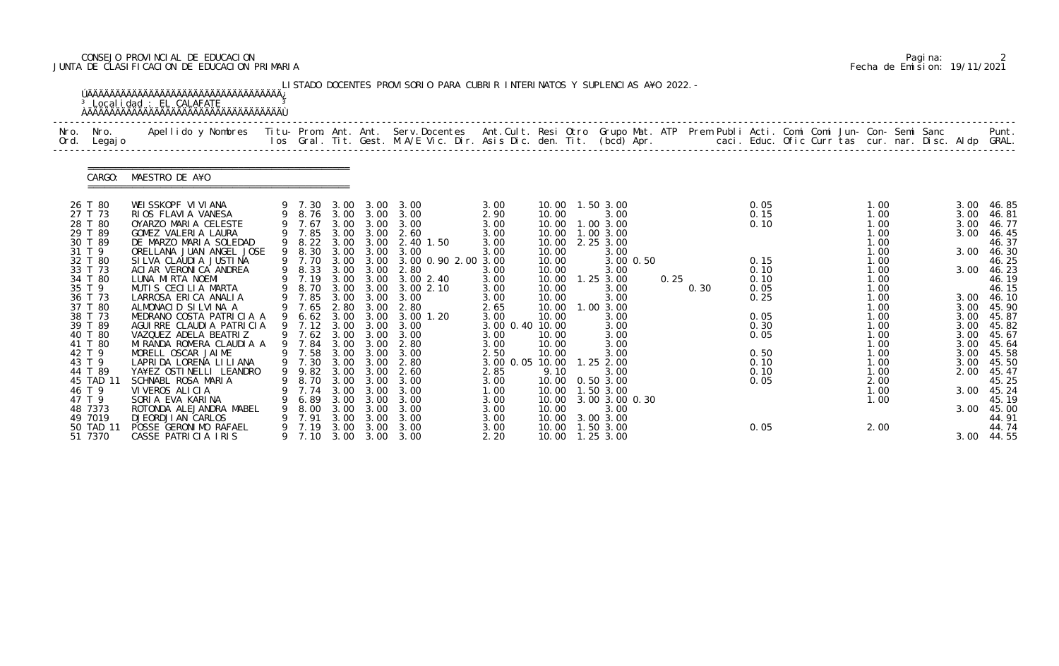CONSEJO PROVINCIAL DE EDUCACION
JUNTA DE CLASIFICACION DE EDUCACION PRIMARIA

Fecha de Emision: 19/11/2021

LISTADO DOCENTES PROVISORIO PARA CUBRIR INTERINATOS Y SUPLENCIAS A¥O 2022.-

Localidad : EL CALAFATE

CARGO: MAESTRO DE A¥O

| Nro. Ord. | Nro. Legajo | Apellido y Nombres | Titu-los | Prom. Gral. | Ant. Tit. | Ant. Gest. | Serv.Docentes M.A/E Vic. Dir. | Ant.Cult. Asis Dic. | Resi den. | Otro Tit. | Grupo Mat. (bcd) | ATP Apr. | Prem | Publi caci. | Acti. Educ. | Comi Ofic | Comi Curr | Jun-tas | Con-cur. | Semi nar. | Sanc Disc. | Aldp | Punt. GRAL. |
|---|---|---|---|---|---|---|---|---|---|---|---|---|---|---|---|---|---|---|---|---|---|---|---|
| 26 | T 80 | WEISSKOPF VIVIANA | 9 | 7.30 | 3.00 | 3.00 | 3.00 | 3.00 | 10.00 | 1.50 | 3.00 | | | | 0.05 | | | | 1.00 | | | 3.00 | 46.85 |
| 27 | T 73 | RIOS FLAVIA VANESA | 9 | 8.76 | 3.00 | 3.00 | 3.00 | 2.90 | 10.00 | | 3.00 | | | | 0.15 | | | | 1.00 | | | 3.00 | 46.81 |
| 28 | T 80 | OYARZO MARIA CELESTE | 9 | 7.67 | 3.00 | 3.00 | 3.00 | 3.00 | 10.00 | 1.00 | 3.00 | | | | 0.10 | | | | 1.00 | | | 3.00 | 46.77 |
| 29 | T 89 | GOMEZ VALERIA LAURA | 9 | 7.85 | 3.00 | 3.00 | 2.60 | 3.00 | 10.00 | 1.00 | 3.00 | | | | | | | | 1.00 | | | 3.00 | 46.45 |
| 30 | T 89 | DE MARZO MARIA SOLEDAD | 9 | 8.22 | 3.00 | 3.00 | 2.40 1.50 | 3.00 | 10.00 | 2.25 | 3.00 | | | | | | | | 1.00 | | | | 46.37 |
| 31 | T 9 | ORELLANA JUAN ANGEL JOSE | 9 | 8.30 | 3.00 | 3.00 | 3.00 | 3.00 | 10.00 | | 3.00 | | | | | | | | 1.00 | | | 3.00 | 46.30 |
| 32 | T 80 | SILVA CLAUDIA JUSTINA | 9 | 7.70 | 3.00 | 3.00 | 3.00 0.90 2.00 | 3.00 | 10.00 | | 3.00 0.50 | | | | 0.15 | | | | 1.00 | | | | 46.25 |
| 33 | T 73 | ACIAR VERONICA ANDREA | 9 | 8.33 | 3.00 | 3.00 | 2.80 | 3.00 | 10.00 | | 3.00 | | | | 0.10 | | | | 1.00 | | | 3.00 | 46.23 |
| 34 | T 80 | LUNA MIRTA NOEMI | 9 | 7.19 | 3.00 | 3.00 | 3.00 2.40 | 3.00 | 10.00 | 1.25 | 3.00 | 0.25 | | | 0.10 | | | | 1.00 | | | | 46.19 |
| 35 | T 9 | MUTIS CECILIA MARTA | 9 | 8.70 | 3.00 | 3.00 | 3.00 2.10 | 3.00 | 10.00 | | 3.00 | | | 0.30 | 0.05 | | | | 1.00 | | | | 46.15 |
| 36 | T 73 | LARROSA ERICA ANALIA | 9 | 7.85 | 3.00 | 3.00 | 3.00 | 3.00 | 10.00 | | 3.00 | | | | 0.25 | | | | 1.00 | | | 3.00 | 46.10 |
| 37 | T 80 | ALMONACID SILVINA A | 9 | 7.65 | 2.80 | 3.00 | 2.80 | 2.65 | 10.00 | 1.00 | 3.00 | | | | | | | | 1.00 | | | 3.00 | 45.90 |
| 38 | T 73 | MEDRANO COSTA PATRICIA A | 9 | 6.62 | 3.00 | 3.00 | 3.00 1.20 | 3.00 | 10.00 | | 3.00 | | | | 0.05 | | | | 1.00 | | | 3.00 | 45.87 |
| 39 | T 89 | AGUIRRE CLAUDIA PATRICIA | 9 | 7.12 | 3.00 | 3.00 | 3.00 | 3.00 0.40 | 10.00 | | 3.00 | | | | 0.30 | | | | 1.00 | | | 3.00 | 45.82 |
| 40 | T 80 | VAZQUEZ ADELA BEATRIZ | 9 | 7.62 | 3.00 | 3.00 | 3.00 | 3.00 | 10.00 | | 3.00 | | | | 0.05 | | | | 1.00 | | | 3.00 | 45.67 |
| 41 | T 80 | MIRANDA ROMERA CLAUDIA A | 9 | 7.84 | 3.00 | 3.00 | 2.80 | 3.00 | 10.00 | | 3.00 | | | | | | | | 1.00 | | | 3.00 | 45.64 |
| 42 | T 9 | MORELL OSCAR JAIME | 9 | 7.58 | 3.00 | 3.00 | 3.00 | 2.50 | 10.00 | | 3.00 | | | | 0.50 | | | | 1.00 | | | 3.00 | 45.58 |
| 43 | T 9 | LAPRIDA LORENA LILIANA | 9 | 7.30 | 3.00 | 3.00 | 2.80 | 3.00 0.05 | 10.00 | 1.25 | 2.00 | | | | 0.10 | | | | 1.00 | | | 3.00 | 45.50 |
| 44 | T 89 | YA¥EZ OSTINELLI LEANDRO | 9 | 9.82 | 3.00 | 3.00 | 2.60 | 2.85 | 9.10 | | 3.00 | | | | 0.10 | | | | 1.00 | | | 2.00 | 45.47 |
| 45 | TAD 11 | SCHNABL ROSA MARIA | 9 | 8.70 | 3.00 | 3.00 | 3.00 | 3.00 | 10.00 | 0.50 | 3.00 | | | | 0.05 | | | | 2.00 | | | | 45.25 |
| 46 | T 9 | VIVEROS ALICIA | 9 | 7.74 | 3.00 | 3.00 | 3.00 | 1.00 | 10.00 | 1.50 | 3.00 | | | | | | | | 1.00 | | | 3.00 | 45.24 |
| 47 | T 9 | SORIA EVA KARINA | 9 | 6.89 | 3.00 | 3.00 | 3.00 | 3.00 | 10.00 | 3.00 | 3.00 0.30 | | | | | | | | 1.00 | | | | 45.19 |
| 48 | 7373 | ROTONDA ALEJANDRA MABEL | 9 | 8.00 | 3.00 | 3.00 | 3.00 | 3.00 | 10.00 | | 3.00 | | | | | | | | | | | 3.00 | 45.00 |
| 49 | 7019 | DIEORDIJAN CARLOS | 9 | 7.91 | 3.00 | 3.00 | 3.00 | 3.00 | 10.00 | 3.00 | 3.00 | | | | | | | | | | | | 44.91 |
| 50 | TAD 11 | POSSE GERONIMO RAFAEL | 9 | 7.19 | 3.00 | 3.00 | 3.00 | 3.00 | 10.00 | 1.50 | 3.00 | | | | 0.05 | | | | 2.00 | | | | 44.74 |
| 51 | 7370 | CASSE PATRICIA IRIS | 9 | 7.10 | 3.00 | 3.00 | 3.00 | 2.20 | 10.00 | 1.25 | 3.00 | | | | | | | | | | | 3.00 | 44.55 |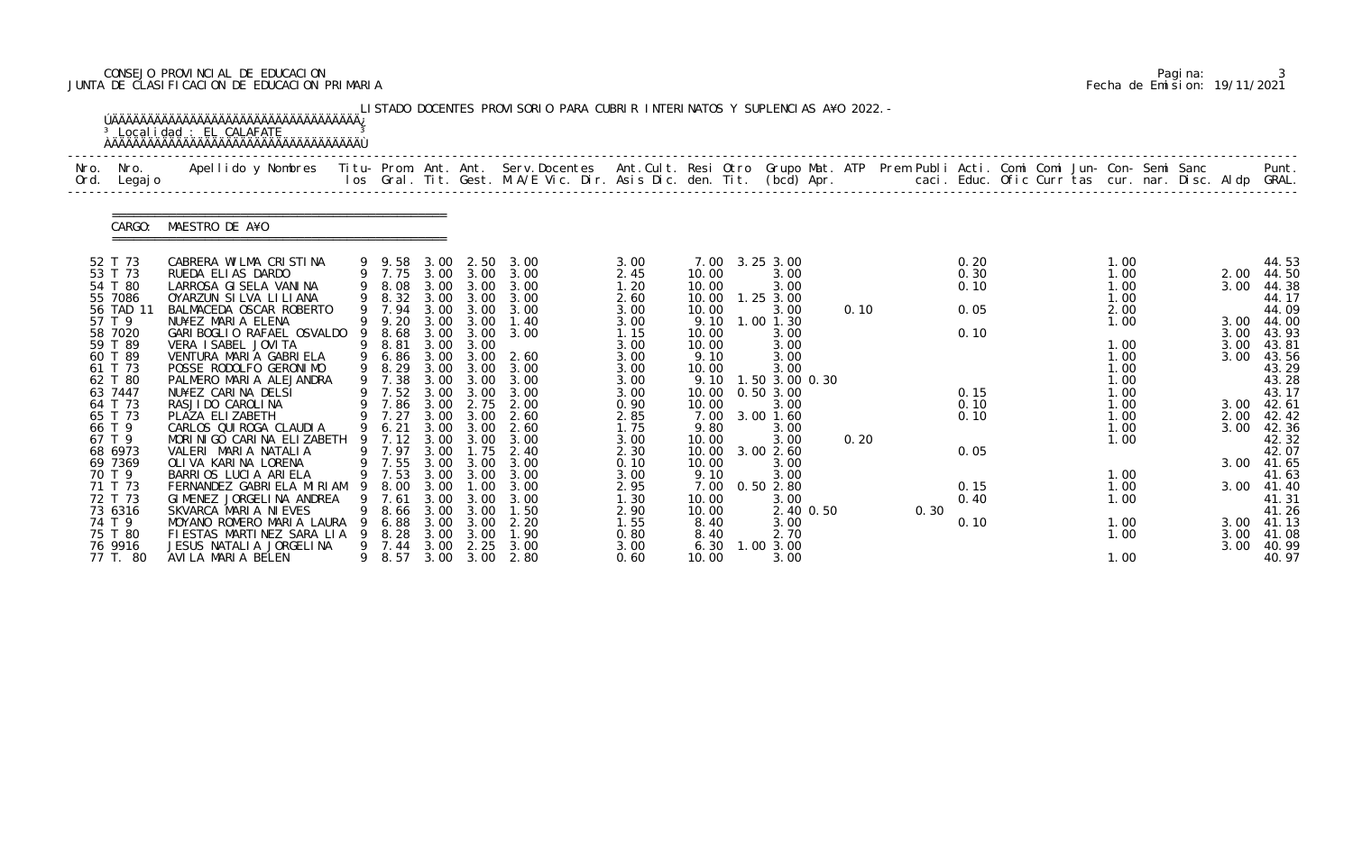CONSEJO PROVINCIAL DE EDUCACION
JUNTA DE CLASIFICACION DE EDUCACION PRIMARIA

Fecha de Emision: 19/11/2021

LISTADO DOCENTES PROVISORIO PARA CUBRIR INTERINATOS Y SUPLENCIAS A¥O 2022.-

Localidad : EL CALAFATE

CARGO: MAESTRO DE A¥O

| Nro. Ord. | Nro. Legajo | Apellido y Nombres | Titu- los | Prom. Gral. | Ant. Tit. | Ant. Gest. | Serv.Docentes M.A/E Vic. Dir. | Ant.Cult. Asis Dic. | Resi den. | Otro Tit. | Grupo Mat. (bcd) | ATP Apr. | Prem Publi caci. | Acti. Educ. | Comi Ofic | Comi Curr | Jun- tas | Con- cur. | Semi nar. | Sanc Disc. | Aldp | Punt. GRAL. |
|---|---|---|---|---|---|---|---|---|---|---|---|---|---|---|---|---|---|---|---|---|---|---|
| 52 | T 73 | CABRERA WILMA CRISTINA | 9 | 9.58 | 3.00 | 2.50 | 3.00 | 3.00 | 7.00 | 3.25 | 3.00 | | | 0.20 | | | | 1.00 | | | | 44.53 |
| 53 | T 73 | RUEDA ELIAS DARDO | 9 | 7.75 | 3.00 | 3.00 | 3.00 | 2.45 | 10.00 | | 3.00 | | | 0.30 | | | | 1.00 | | | 2.00 | 44.50 |
| 54 | T 80 | LARROSA GISELA VANINA | 9 | 8.08 | 3.00 | 3.00 | 3.00 | 1.20 | 10.00 | | 3.00 | | | 0.10 | | | | 1.00 | | | 3.00 | 44.38 |
| 55 | 7086 | OYARZUN SILVA LILIANA | 9 | 8.32 | 3.00 | 3.00 | 3.00 | 2.60 | 10.00 | 1.25 | 3.00 | | | | | | | 1.00 | | | | 44.17 |
| 56 | TAD 11 | BALMACEDA OSCAR ROBERTO | 9 | 7.94 | 3.00 | 3.00 | 3.00 | 3.00 | 10.00 | | 3.00 | 0.10 | | 0.05 | | | | 2.00 | | | | 44.09 |
| 57 | T 9 | NU¥EZ MARIA ELENA | 9 | 9.20 | 3.00 | 3.00 | 1.40 | 3.00 | 9.10 | 1.00 | 1.30 | | | | | | | 1.00 | | | 3.00 | 44.00 |
| 58 | 7020 | GARIBOGLIO RAFAEL OSVALDO | 9 | 8.68 | 3.00 | 3.00 | 3.00 | 1.15 | 10.00 | | 3.00 | | | 0.10 | | | | | | | 3.00 | 43.93 |
| 59 | T 89 | VERA ISABEL JOVITA | 9 | 8.81 | 3.00 | 3.00 | | 3.00 | 10.00 | | 3.00 | | | | | | | 1.00 | | | 3.00 | 43.81 |
| 60 | T 89 | VENTURA MARIA GABRIELA | 9 | 6.86 | 3.00 | 3.00 | 2.60 | 3.00 | 9.10 | | 3.00 | | | | | | | 1.00 | | | 3.00 | 43.56 |
| 61 | T 73 | POSSE RODOLFO GERONIMO | 9 | 8.29 | 3.00 | 3.00 | 3.00 | 3.00 | 10.00 | | 3.00 | | | | | | | 1.00 | | | | 43.29 |
| 62 | T 80 | PALMERO MARIA ALEJANDRA | 9 | 7.38 | 3.00 | 3.00 | 3.00 | 3.00 | 9.10 | 1.50 | 3.00 0.30 | | | | | | | 1.00 | | | | 43.28 |
| 63 | 7447 | NU¥EZ CARINA DELSI | 9 | 7.52 | 3.00 | 3.00 | 3.00 | 3.00 | 10.00 | 0.50 | 3.00 | | | 0.15 | | | | 1.00 | | | | 43.17 |
| 64 | T 73 | RASJIDO CAROLINA | 9 | 7.86 | 3.00 | 2.75 | 2.00 | 0.90 | 10.00 | | 3.00 | | | 0.10 | | | | 1.00 | | | 3.00 | 42.61 |
| 65 | T 73 | PLAZA ELIZABETH | 9 | 7.27 | 3.00 | 3.00 | 2.60 | 2.85 | 7.00 | 3.00 | 1.60 | | | 0.10 | | | | 1.00 | | | 2.00 | 42.42 |
| 66 | T 9 | CARLOS QUIROGA CLAUDIA | 9 | 6.21 | 3.00 | 3.00 | 2.60 | 1.75 | 9.80 | | 3.00 | | | | | | | 1.00 | | | 3.00 | 42.36 |
| 67 | T 9 | MORINIGO CARINA ELIZABETH | 9 | 7.12 | 3.00 | 3.00 | 3.00 | 3.00 | 10.00 | | 3.00 | 0.20 | | | | | | 1.00 | | | | 42.32 |
| 68 | 6973 | VALERI MARIA NATALIA | 9 | 7.97 | 3.00 | 1.75 | 2.40 | 2.30 | 10.00 | 3.00 | 2.60 | | | 0.05 | | | | | | | | 42.07 |
| 69 | 7369 | OLIVA KARINA LORENA | 9 | 7.55 | 3.00 | 3.00 | 3.00 | 0.10 | 10.00 | | 3.00 | | | | | | | | | | 3.00 | 41.65 |
| 70 | T 9 | BARRIOS LUCIA ARIELA | 9 | 7.53 | 3.00 | 3.00 | 3.00 | 3.00 | 9.10 | | 3.00 | | | | | | | 1.00 | | | | 41.63 |
| 71 | T 73 | FERNANDEZ GABRIELA MIRIAM | 9 | 8.00 | 3.00 | 1.00 | 3.00 | 2.95 | 7.00 | 0.50 | 2.80 | | | 0.15 | | | | 1.00 | | | 3.00 | 41.40 |
| 72 | T 73 | GIMENEZ JORGELINA ANDREA | 9 | 7.61 | 3.00 | 3.00 | 3.00 | 1.30 | 10.00 | | 3.00 | | | 0.40 | | | | 1.00 | | | | 41.31 |
| 73 | 6316 | SKVARCA MARIA NIEVES | 9 | 8.66 | 3.00 | 3.00 | 1.50 | 2.90 | 10.00 | | 2.40 | 0.50 | 0.30 | | | | | | | | | 41.26 |
| 74 | T 9 | MOYANO ROMERO MARIA LAURA | 9 | 6.88 | 3.00 | 3.00 | 2.20 | 1.55 | 8.40 | | 3.00 | | | 0.10 | | | | 1.00 | | | 3.00 | 41.13 |
| 75 | T 80 | FIESTAS MARTINEZ SARA LIA | 9 | 8.28 | 3.00 | 3.00 | 1.90 | 0.80 | 8.40 | | 2.70 | | | | | | | 1.00 | | | 3.00 | 41.08 |
| 76 | 9916 | JESUS NATALIA JORGELINA | 9 | 7.44 | 3.00 | 2.25 | 3.00 | 3.00 | 6.30 | 1.00 | 3.00 | | | | | | | | | | 3.00 | 40.99 |
| 77 | T. 80 | AVILA MARIA BELEN | 9 | 8.57 | 3.00 | 3.00 | 2.80 | 0.60 | 10.00 | | 3.00 | | | | | | | 1.00 | | | | 40.97 |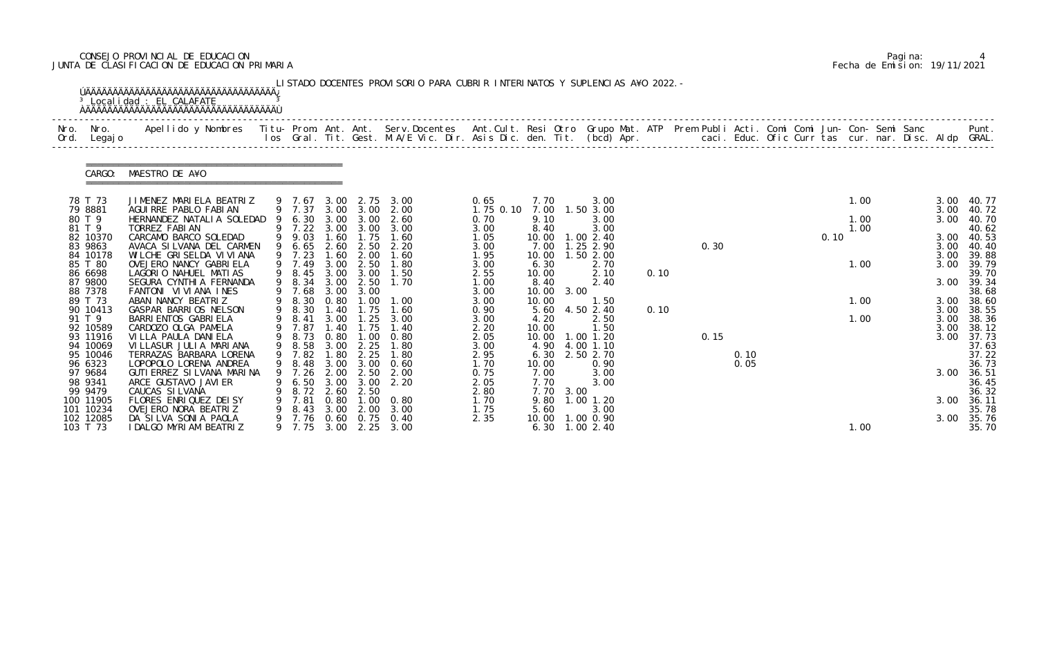CONSEJO PROVINCIAL DE EDUCACION
JUNTA DE CLASIFICACION DE EDUCACION PRIMARIA

Pagina: 4
Fecha de Emision: 19/11/2021

LISTADO DOCENTES PROVISORIO PARA CUBRIR INTERINATOS Y SUPLENCIAS A¥O 2022.-

Localidad : EL CALAFATE

CARGO: MAESTRO DE A¥O

| Nro. Ord. | Nro. Legajo | Apellido y Nombres | Titu-los | Prom. Gral. | Ant. Tit. | Ant. Gest. | Serv.Docentes M.A/E Vic. Dir. | Ant.Cult. Asis Dic. | Resi den. | Otro Tit. | Grupo Mat. (bcd) | ATP Apr. | Prem Publi caci. | Acti. Educ. | Comi Ofic | Comi Curr | Jun- tas | Con- cur. | Semi nar. | Sanc Disc. | Aldp | Punt. GRAL. |
|---|---|---|---|---|---|---|---|---|---|---|---|---|---|---|---|---|---|---|---|---|---|---|
| 78 | T 73 | JIMENEZ MARIELA BEATRIZ | 9 | 7.67 | 3.00 | 2.75 | 3.00 | 0.65 | 7.70 | | 3.00 | | | | | | | 1.00 | | | 3.00 | 40.77 |
| 79 | 8881 | AGUIRRE PABLO FABIAN | 9 | 7.37 | 3.00 | 3.00 | 2.00 | 1.75 0.10 | 7.00 | 1.50 | 3.00 | | | | | | | | | | 3.00 | 40.72 |
| 80 | T 9 | HERNANDEZ NATALIA SOLEDAD | 9 | 6.30 | 3.00 | 3.00 | 2.60 | 0.70 | 9.10 | | 3.00 | | | | | | | 1.00 | | | 3.00 | 40.70 |
| 81 | T 9 | TORREZ FABIAN | 9 | 7.22 | 3.00 | 3.00 | 3.00 | 3.00 | 8.40 | | 3.00 | | | | | | | 1.00 | | | | 40.62 |
| 82 | 10370 | CARCAMO BARCO SOLEDAD | 9 | 9.03 | 1.60 | 1.75 | 1.60 | 1.05 | 10.00 | 1.00 | 2.40 | | | | | | 0.10 | | | | 3.00 | 40.53 |
| 83 | 9863 | AVACA SILVANA DEL CARMEN | 9 | 6.65 | 2.60 | 2.50 | 2.20 | 3.00 | 7.00 | 1.25 | 2.90 | | 0.30 | | | | | | | | 3.00 | 40.40 |
| 84 | 10178 | WILCHE GRISELDA VIVIANA | 9 | 7.23 | 1.60 | 2.00 | 1.60 | 1.95 | 10.00 | 1.50 | 2.00 | | | | | | | | | | 3.00 | 39.88 |
| 85 | T 80 | OVEJERO NANCY GABRIELA | 9 | 7.49 | 3.00 | 2.50 | 1.80 | 3.00 | 6.30 | | 2.70 | | | | | | | 1.00 | | | 3.00 | 39.79 |
| 86 | 6698 | LAGORIO NAHUEL MATIAS | 9 | 8.45 | 3.00 | 3.00 | 1.50 | 2.55 | 10.00 | | 2.10 | 0.10 | | | | | | | | | | 39.70 |
| 87 | 9800 | SEGURA CYNTHIA FERNANDA | 9 | 8.34 | 3.00 | 2.50 | 1.70 | 1.00 | 8.40 | | 2.40 | | | | | | | | | | 3.00 | 39.34 |
| 88 | 7378 | FANTONI VIVIANA INES | 9 | 7.68 | 3.00 | 3.00 | | 3.00 | 10.00 | 3.00 | | | | | | | | | | | | 38.68 |
| 89 | T 73 | ABAN NANCY BEATRIZ | 9 | 8.30 | 0.80 | 1.00 | 1.00 | 3.00 | 10.00 | | 1.50 | | | | | | | 1.00 | | | 3.00 | 38.60 |
| 90 | 10413 | GASPAR BARRIOS NELSON | 9 | 8.30 | 1.40 | 1.75 | 1.60 | 0.90 | 5.60 | 4.50 | 2.40 | 0.10 | | | | | | | | | 3.00 | 38.55 |
| 91 | T 9 | BARRIENTOS GABRIELA | 9 | 8.41 | 3.00 | 1.25 | 3.00 | 3.00 | 4.20 | | 2.50 | | | | | | | 1.00 | | | 3.00 | 38.36 |
| 92 | 10589 | CARDOZO OLGA PAMELA | 9 | 7.87 | 1.40 | 1.75 | 1.40 | 2.20 | 10.00 | | 1.50 | | | | | | | | | | 3.00 | 38.12 |
| 93 | 11916 | VILLA PAULA DANIELA | 9 | 8.73 | 0.80 | 1.00 | 0.80 | 2.05 | 10.00 | 1.00 | 1.20 | | 0.15 | | | | | | | | 3.00 | 37.73 |
| 94 | 10069 | VILLASUR JULIA MARIANA | 9 | 8.58 | 3.00 | 2.25 | 1.80 | 3.00 | 4.90 | 4.00 | 1.10 | | | | | | | | | | | 37.63 |
| 95 | 10046 | TERRAZAS BARBARA LORENA | 9 | 7.82 | 1.80 | 2.25 | 1.80 | 2.95 | 6.30 | 2.50 | 2.70 | | | 0.10 | | | | | | | | 37.22 |
| 96 | 6323 | LOPOPOLO LORENA ANDREA | 9 | 8.48 | 3.00 | 3.00 | 0.60 | 1.70 | 10.00 | | 0.90 | | | 0.05 | | | | | | | | 36.73 |
| 97 | 9684 | GUTIERREZ SILVANA MARINA | 9 | 7.26 | 2.00 | 2.50 | 2.00 | 0.75 | 7.00 | | 3.00 | | | | | | | | | | 3.00 | 36.51 |
| 98 | 9341 | ARCE GUSTAVO JAVIER | 9 | 6.50 | 3.00 | 3.00 | 2.20 | 2.05 | 7.70 | | 3.00 | | | | | | | | | | | 36.45 |
| 99 | 9479 | CAUCAS SILVANA | 9 | 8.72 | 2.60 | 2.50 | | 2.80 | 7.70 | 3.00 | | | | | | | | | | | | 36.32 |
| 100 | 11905 | FLORES ENRIQUEZ DEISY | 9 | 7.81 | 0.80 | 1.00 | 0.80 | 1.70 | 9.80 | 1.00 | 1.20 | | | | | | | | | | 3.00 | 36.11 |
| 101 | 10234 | OVEJERO NORA BEATRIZ | 9 | 8.43 | 3.00 | 2.00 | 3.00 | 1.75 | 5.60 | | 3.00 | | | | | | | | | | | 35.78 |
| 102 | 12085 | DA SILVA SONIA PAOLA | 9 | 7.76 | 0.60 | 0.75 | 0.40 | 2.35 | 10.00 | 1.00 | 0.90 | | | | | | | | | | 3.00 | 35.76 |
| 103 | T 73 | IDALGO MYRIAM BEATRIZ | 9 | 7.75 | 3.00 | 2.25 | 3.00 | | 6.30 | 1.00 | 2.40 | | | | | | | 1.00 | | | | 35.70 |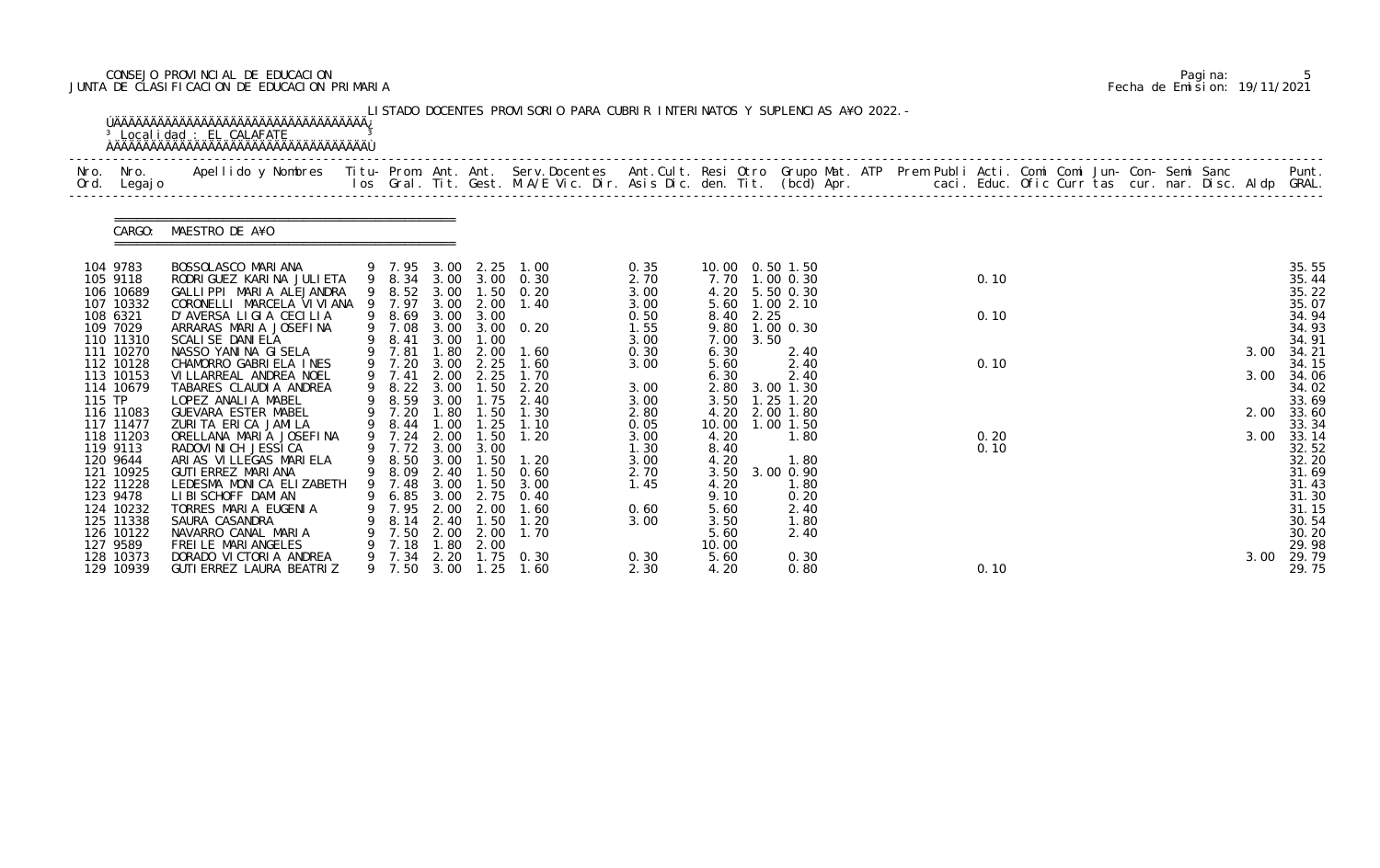CONSEJO PROVINCIAL DE EDUCACION
JUNTA DE CLASIFICACION DE EDUCACION PRIMARIA

Pagina: 5
Fecha de Emision: 19/11/2021

LISTADO DOCENTES PROVISORIO PARA CUBRIR INTERINATOS Y SUPLENCIAS A¥O 2022.-

Localidad : EL CALAFATE

CARGO: MAESTRO DE A¥O

| Nro. Ord. | Nro. Legajo | Apellido y Nombres | Titu- los | Prom. Gral. | Ant. Tit. | Ant. Gest. | Serv.Docentes M.A/E Vic. Dir. | Ant.Cult. Asis Dic. | Resi den. | Otro Tit. | Grupo Mat. (bcd) | ATP Apr. | Prem Publi caci. | Acti. Educ. | Comi Ofic | Comi Curr | Jun- tas | Con- cur. | Semi nar. | Sanc Disc. | Aldp | Punt. GRAL. |
|---|---|---|---|---|---|---|---|---|---|---|---|---|---|---|---|---|---|---|---|---|---|---|
| 104 | 9783 | BOSSOLASCO MARIANA | 9 | 7.95 | 3.00 | 2.25 | 1.00 | 0.35 | 10.00 | 0.50 | 1.50 | | | | | | | | | | | 35.55 |
| 105 | 9118 | RODRIGUEZ KARINA JULIETA | 9 | 8.34 | 3.00 | 3.00 | 0.30 | 2.70 | 7.70 | 1.00 | 0.30 | | | 0.10 | | | | | | | | 35.44 |
| 106 | 10689 | GALLIPPI MARIA ALEJANDRA | 9 | 8.52 | 3.00 | 1.50 | 0.20 | 3.00 | 4.20 | 5.50 | 0.30 | | | | | | | | | | | 35.22 |
| 107 | 10332 | CORONELLI MARCELA VIVIANA | 9 | 7.97 | 3.00 | 2.00 | 1.40 | 3.00 | 5.60 | 1.00 | 2.10 | | | | | | | | | | | 35.07 |
| 108 | 6321 | D'AVERSA LIGIA CECILIA | 9 | 8.69 | 3.00 | 3.00 | | 0.50 | 8.40 | 2.25 | | | | 0.10 | | | | | | | | 34.94 |
| 109 | 7029 | ARRARAS MARIA JOSEFINA | 9 | 7.08 | 3.00 | 3.00 | 0.20 | 1.55 | 9.80 | 1.00 | 0.30 | | | | | | | | | | | 34.93 |
| 110 | 11310 | SCALISE DANIELA | 9 | 8.41 | 3.00 | 1.00 | | 3.00 | 7.00 | 3.50 | | | | | | | | | | | | 34.91 |
| 111 | 10270 | NASSO YANINA GISELA | 9 | 7.81 | 1.80 | 2.00 | 1.60 | 0.30 | 6.30 | | 2.40 | | | | | | | | | | 3.00 | 34.21 |
| 112 | 10128 | CHAMORRO GABRIELA INES | 9 | 7.20 | 3.00 | 2.25 | 1.60 | 3.00 | 5.60 | | 2.40 | | | 0.10 | | | | | | | | 34.15 |
| 113 | 10153 | VILLARREAL ANDREA NOEL | 9 | 7.41 | 2.00 | 2.25 | 1.70 | | 6.30 | | 2.40 | | | | | | | | | | 3.00 | 34.06 |
| 114 | 10679 | TABARES CLAUDIA ANDREA | 9 | 8.22 | 3.00 | 1.50 | 2.20 | 3.00 | 2.80 | 3.00 | 1.30 | | | | | | | | | | | 34.02 |
| 115 | TP | LOPEZ ANALIA MABEL | 9 | 8.59 | 3.00 | 1.75 | 2.40 | 3.00 | 3.50 | 1.25 | 1.20 | | | | | | | | | | | 33.69 |
| 116 | 11083 | GUEVARA ESTER MABEL | 9 | 7.20 | 1.80 | 1.50 | 1.30 | 2.80 | 4.20 | 2.00 | 1.80 | | | | | | | | | | 2.00 | 33.60 |
| 117 | 11477 | ZURITA ERICA JAMILA | 9 | 8.44 | 1.00 | 1.25 | 1.10 | 0.05 | 10.00 | 1.00 | 1.50 | | | | | | | | | | | 33.34 |
| 118 | 11203 | ORELLANA MARIA JOSEFINA | 9 | 7.24 | 2.00 | 1.50 | 1.20 | 3.00 | 4.20 | | 1.80 | | | 0.20 | | | | | | | 3.00 | 33.14 |
| 119 | 9113 | RADOVINICH JESSICA | 9 | 7.72 | 3.00 | 3.00 | | 1.30 | 8.40 | | | | | 0.10 | | | | | | | | 32.52 |
| 120 | 9644 | ARIAS VILLEGAS MARIELA | 9 | 8.50 | 3.00 | 1.50 | 1.20 | 3.00 | 4.20 | | 1.80 | | | | | | | | | | | 32.20 |
| 121 | 10925 | GUTIERREZ MARIANA | 9 | 8.09 | 2.40 | 1.50 | 0.60 | 2.70 | 3.50 | 3.00 | 0.90 | | | | | | | | | | | 31.69 |
| 122 | 11228 | LEDESMA MONICA ELIZABETH | 9 | 7.48 | 3.00 | 1.50 | 3.00 | 1.45 | 4.20 | | 1.80 | | | | | | | | | | | 31.43 |
| 123 | 9478 | LIBISCHOFF DAMIAN | 9 | 6.85 | 3.00 | 2.75 | 0.40 | | 9.10 | | 0.20 | | | | | | | | | | | 31.30 |
| 124 | 10232 | TORRES MARIA EUGENIA | 9 | 7.95 | 2.00 | 2.00 | 1.60 | 0.60 | 5.60 | | 2.40 | | | | | | | | | | | 31.15 |
| 125 | 11338 | SAURA CASANDRA | 9 | 8.14 | 2.40 | 1.50 | 1.20 | 3.00 | 3.50 | | 1.80 | | | | | | | | | | | 30.54 |
| 126 | 10122 | NAVARRO CANAL MARIA | 9 | 7.50 | 2.00 | 2.00 | 1.70 | | 5.60 | | 2.40 | | | | | | | | | | | 30.20 |
| 127 | 9589 | FREILE MARIANGELES | 9 | 7.18 | 1.80 | 2.00 | | | 10.00 | | | | | | | | | | | | | 29.98 |
| 128 | 10373 | DORADO VICTORIA ANDREA | 9 | 7.34 | 2.20 | 1.75 | 0.30 | 0.30 | 5.60 | | 0.30 | | | | | | | | | | 3.00 | 29.79 |
| 129 | 10939 | GUTIERREZ LAURA BEATRIZ | 9 | 7.50 | 3.00 | 1.25 | 1.60 | 2.30 | 4.20 | | 0.80 | | | 0.10 | | | | | | | | 29.75 |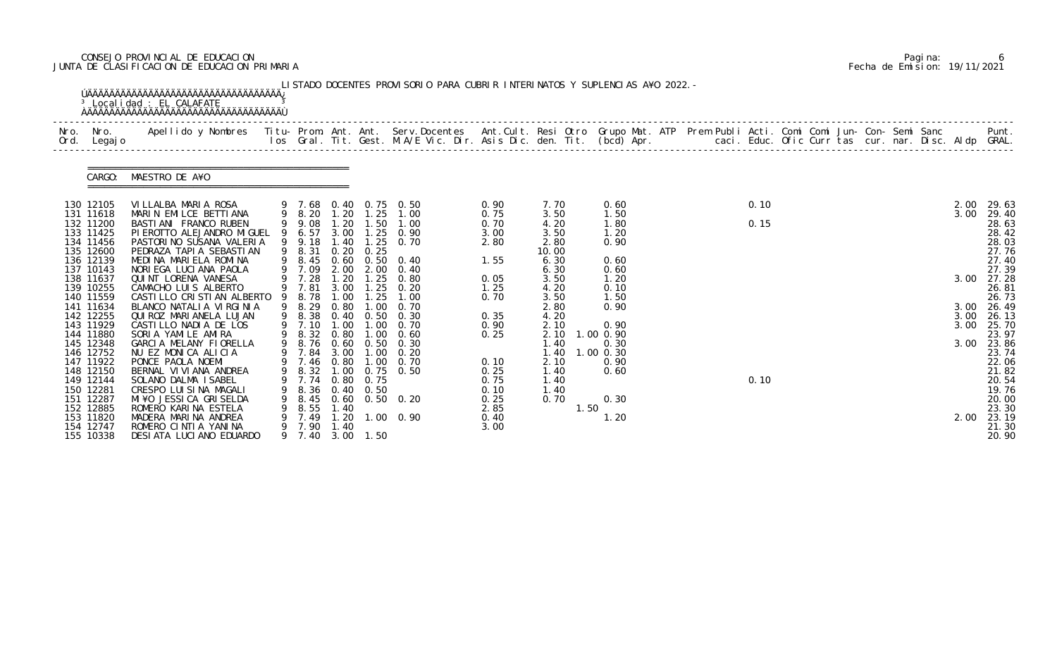CONSEJO PROVINCIAL DE EDUCACION
JUNTA DE CLASIFICACION DE EDUCACION PRIMARIA

LISTADO DOCENTES PROVISORIO PARA CUBRIR INTERINATOS Y SUPLENCIAS A¥O 2022.-

Localidad : EL CALAFATE

CARGO: MAESTRO DE A¥O

| Nro. Ord. | Nro. Legajo | Apellido y Nombres | Titu- los | Prom. Gral. | Ant. Tit. | Ant. Gest. | Serv.Docentes M.A/E Vic. Dir. | Ant.Cult. Asis Dic. | Resi den. | Otro Tit. | Grupo Mat. (bcd) | ATP Apr. | Prem Publi caci. | Acti. Educ. | Comi Ofic | Comi Curr | Jun- tas | Con- cur. | Semi nar. | Sanc Disc. | Aldp | Punt. GRAL. |
|---|---|---|---|---|---|---|---|---|---|---|---|---|---|---|---|---|---|---|---|---|---|---|
| 130 | 12105 | VILLALBA MARIA ROSA | 9 | 7.68 | 0.40 | 0.75 | 0.50 | 0.90 | 7.70 | | 0.60 | | | 0.10 | | | | | | | 2.00 | 29.63 |
| 131 | 11618 | MARIN EMILCE BETTIANA | 9 | 8.20 | 1.20 | 1.25 | 1.00 | 0.75 | 3.50 | | 1.50 | | | | | | | | | | 3.00 | 29.40 |
| 132 | 11200 | BASTIANI FRANCO RUBEN | 9 | 9.08 | 1.20 | 1.50 | 1.00 | 0.70 | 4.20 | | 1.80 | | | 0.15 | | | | | | | | 28.63 |
| 133 | 11425 | PIEROTTO ALEJANDRO MIGUEL | 9 | 6.57 | 3.00 | 1.25 | 0.90 | 3.00 | 3.50 | | 1.20 | | | | | | | | | | | 28.42 |
| 134 | 11456 | PASTORINO SUSANA VALERIA | 9 | 9.18 | 1.40 | 1.25 | 0.70 | 2.80 | 2.80 | | 0.90 | | | | | | | | | | | 28.03 |
| 135 | 12600 | PEDRAZA TAPIA SEBASTIAN | 9 | 8.31 | 0.20 | 0.25 | | | 10.00 | | | | | | | | | | | | | 27.76 |
| 136 | 12139 | MEDINA MARIELA ROMINA | 9 | 8.45 | 0.60 | 0.50 | 0.40 | 1.55 | 6.30 | | 0.60 | | | | | | | | | | | 27.40 |
| 137 | 10143 | NORIEGA LUCIANA PAOLA | 9 | 7.09 | 2.00 | 2.00 | 0.40 | | 6.30 | | 0.60 | | | | | | | | | | | 27.39 |
| 138 | 11637 | QUINT LORENA VANESA | 9 | 7.28 | 1.20 | 1.25 | 0.80 | 0.05 | 3.50 | | 1.20 | | | | | | | | | | 3.00 | 27.28 |
| 139 | 10255 | CAMACHO LUIS ALBERTO | 9 | 7.81 | 3.00 | 1.25 | 0.20 | 1.25 | 4.20 | | 0.10 | | | | | | | | | | | 26.81 |
| 140 | 11559 | CASTILLO CRISTIAN ALBERTO | 9 | 8.78 | 1.00 | 1.25 | 1.00 | 0.70 | 3.50 | | 1.50 | | | | | | | | | | | 26.73 |
| 141 | 11634 | BLANCO NATALIA VIRGINIA | 9 | 8.29 | 0.80 | 1.00 | 0.70 | | 2.80 | | 0.90 | | | | | | | | | | 3.00 | 26.49 |
| 142 | 12255 | QUIROZ MARIANELA LUJAN | 9 | 8.38 | 0.40 | 0.50 | 0.30 | 0.35 | 4.20 | | | | | | | | | | | | 3.00 | 26.13 |
| 143 | 11929 | CASTILLO NADIA DE LOS | 9 | 7.10 | 1.00 | 1.00 | 0.70 | 0.90 | 2.10 | | 0.90 | | | | | | | | | | 3.00 | 25.70 |
| 144 | 11880 | SORIA YAMILE AMIRA | 9 | 8.32 | 0.80 | 1.00 | 0.60 | 0.25 | 2.10 | 1.00 | 0.90 | | | | | | | | | | | 23.97 |
| 145 | 12348 | GARCIA MELANY FIORELLA | 9 | 8.76 | 0.60 | 0.50 | 0.30 | | 1.40 | | 0.30 | | | | | | | | | | 3.00 | 23.86 |
| 146 | 12752 | NU EZ MONICA ALICIA | 9 | 7.84 | 3.00 | 1.00 | 0.20 | | 1.40 | 1.00 | 0.30 | | | | | | | | | | | 23.74 |
| 147 | 11922 | PONCE PAOLA NOEMI | 9 | 7.46 | 0.80 | 1.00 | 0.70 | 0.10 | 2.10 | | 0.90 | | | | | | | | | | | 22.06 |
| 148 | 12150 | BERNAL VIVIANA ANDREA | 9 | 8.32 | 1.00 | 0.75 | 0.50 | 0.25 | 1.40 | | 0.60 | | | | | | | | | | | 21.82 |
| 149 | 12144 | SOLANO DALMA ISABEL | 9 | 7.74 | 0.80 | 0.75 | | 0.75 | 1.40 | | | | | 0.10 | | | | | | | | 20.54 |
| 150 | 12281 | CRESPO LUISINA MAGALI | 9 | 8.36 | 0.40 | 0.50 | | 0.10 | 1.40 | | | | | | | | | | | | | 19.76 |
| 151 | 12287 | MI¥O JESSICA GRISELDA | 9 | 8.45 | 0.60 | 0.50 | 0.20 | 0.25 | 0.70 | | 0.30 | | | | | | | | | | | 20.00 |
| 152 | 12885 | ROMERO KARINA ESTELA | 9 | 8.55 | 1.40 | | | 2.85 | | 1.50 | | | | | | | | | | | | 23.30 |
| 153 | 11820 | MADERA MARINA ANDREA | 9 | 7.49 | 1.20 | 1.00 | 0.90 | 0.40 | | | 1.20 | | | | | | | | | | 2.00 | 23.19 |
| 154 | 12747 | ROMERO CINTIA YANINA | 9 | 7.90 | 1.40 | | | 3.00 | | | | | | | | | | | | | | 21.30 |
| 155 | 10338 | DESIATA LUCIANO EDUARDO | 9 | 7.40 | 3.00 | 1.50 | | | | | | | | | | | | | | | | 20.90 |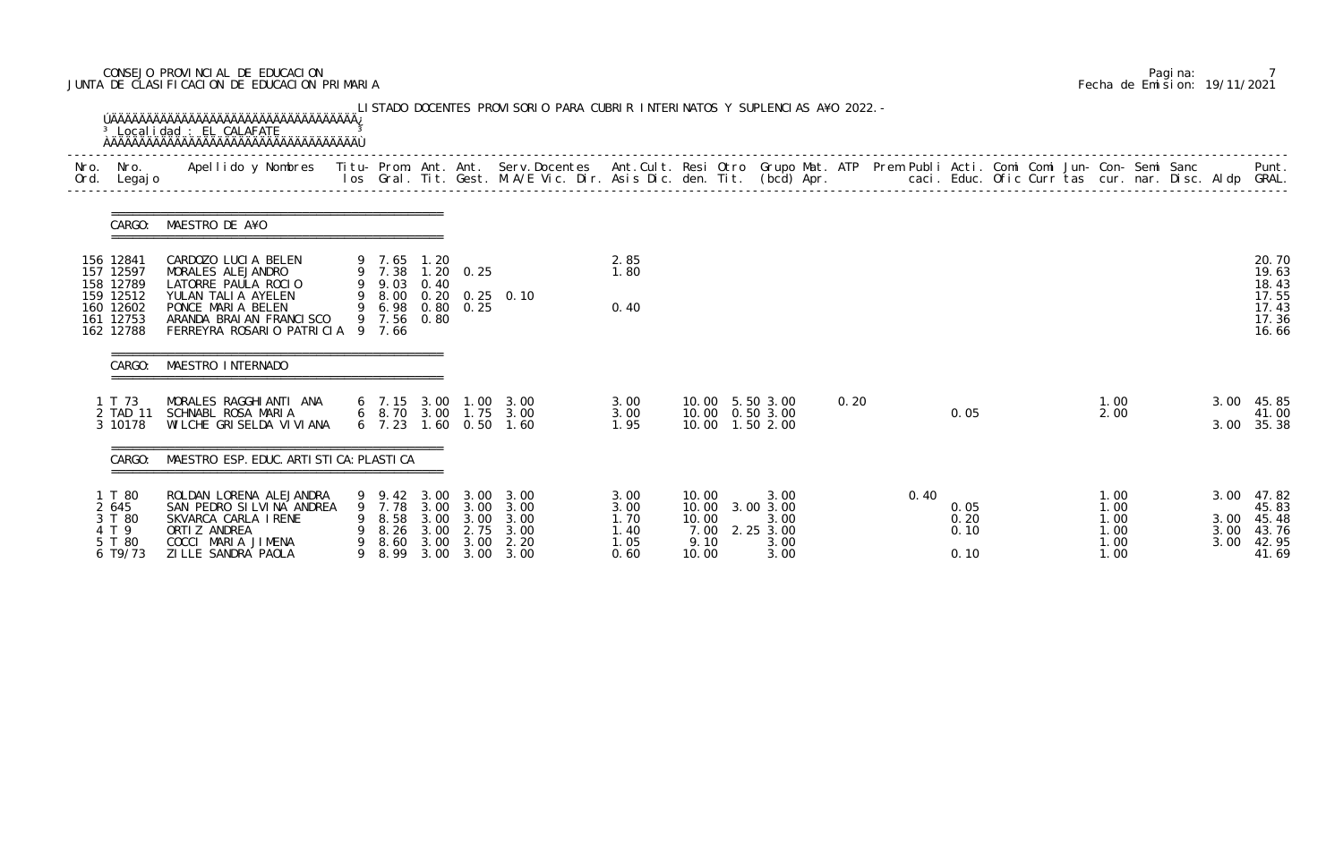CONSEJO PROVINCIAL DE EDUCACION
JUNTA DE CLASIFICACION DE EDUCACION PRIMARIA

Pagina: 7
Fecha de Emision: 19/11/2021

LISTADO DOCENTES PROVISORIO PARA CUBRIR INTERINATOS Y SUPLENCIAS A¥O 2022.-

Localidad : EL CALAFATE

| Nro. Ord. | Nro. Legajo | Apellido y Nombres | Titu-los | Prom. Gral. | Ant. Tit. | Ant. Gest. | Serv.Docentes M.A/E Vic. Dir. | Ant.Cult. Asis Dic. | Resi den. | Otro Tit. | Grupo Mat. (bcd) | ATP Apr. | Prem Publi caci. | Acti. Educ. | Comi Ofic | Comi Curr | Jun- tas | Con- cur. | Semi nar. | Sanc Disc. | Aldp | Punt. GRAL. |
|---|---|---|---|---|---|---|---|---|---|---|---|---|---|---|---|---|---|---|---|---|---|---|
| **CARGO: MAESTRO DE A¥O** | | | | | | | | | | | | | | | | | | | | | | |
| 156 | 12841 | CARDOZO LUCIA BELEN | 9 | 7.65 | 1.20 | | | 2.85 | | | | | | | | | | | | | | 20.70 |
| 157 | 12597 | MORALES ALEJANDRO | 9 | 7.38 | 1.20 | 0.25 | | 1.80 | | | | | | | | | | | | | | 19.63 |
| 158 | 12789 | LATORRE PAULA ROCIO | 9 | 9.03 | 0.40 | | | | | | | | | | | | | | | | | 18.43 |
| 159 | 12512 | YULAN TALIA AYELEN | 9 | 8.00 | 0.20 | 0.25 | 0.10 | | | | | | | | | | | | | | | 17.55 |
| 160 | 12602 | PONCE MARIA BELEN | 9 | 6.98 | 0.80 | 0.25 | | 0.40 | | | | | | | | | | | | | | 17.43 |
| 161 | 12753 | ARANDA BRAIAN FRANCISCO | 9 | 7.56 | 0.80 | | | | | | | | | | | | | | | | | 17.36 |
| 162 | 12788 | FERREYRA ROSARIO PATRICIA | 9 | 7.66 | | | | | | | | | | | | | | | | | | 16.66 |
| **CARGO: MAESTRO INTERNADO** | | | | | | | | | | | | | | | | | | | | | | |
| 1 | T 73 | MORALES RAGGHIANTI ANA | 6 | 7.15 | 3.00 | 1.00 | 3.00 | 3.00 | 10.00 | 5.50 | 3.00 | 0.20 | | | | | | 1.00 | | | 3.00 | 45.85 |
| 2 | TAD 11 | SCHNABL ROSA MARIA | 6 | 8.70 | 3.00 | 1.75 | 3.00 | 3.00 | 10.00 | 0.50 | 3.00 | | | 0.05 | | | | 2.00 | | | | 41.00 |
| 3 | 10178 | WILCHE GRISELDA VIVIANA | 6 | 7.23 | 1.60 | 0.50 | 1.60 | 1.95 | 10.00 | 1.50 | 2.00 | | | | | | | | | | 3.00 | 35.38 |
| **CARGO: MAESTRO ESP. EDUC. ARTISTICA: PLASTICA** | | | | | | | | | | | | | | | | | | | | | | |
| 1 | T 80 | ROLDAN LORENA ALEJANDRA | 9 | 9.42 | 3.00 | 3.00 | 3.00 | 3.00 | 10.00 | | 3.00 | | 0.40 | | | | | 1.00 | | | 3.00 | 47.82 |
| 2 | 645 | SAN PEDRO SILVINA ANDREA | 9 | 7.78 | 3.00 | 3.00 | 3.00 | 3.00 | 10.00 | 3.00 | 3.00 | | | 0.05 | | | | 1.00 | | | | 45.83 |
| 3 | T 80 | SKVARCA CARLA IRENE | 9 | 8.58 | 3.00 | 3.00 | 3.00 | 1.70 | 10.00 | | 3.00 | | | 0.20 | | | | 1.00 | | | 3.00 | 45.48 |
| 4 | T 9 | ORTIZ ANDREA | 9 | 8.26 | 3.00 | 2.75 | 3.00 | 1.40 | 7.00 | 2.25 | 3.00 | | | 0.10 | | | | 1.00 | | | 3.00 | 43.76 |
| 5 | T 80 | COCCI MARIA JIMENA | 9 | 8.60 | 3.00 | 3.00 | 2.20 | 1.05 | 9.10 | | 3.00 | | | | | | | 1.00 | | | 3.00 | 42.95 |
| 6 | T9/73 | ZILLE SANDRA PAOLA | 9 | 8.99 | 3.00 | 3.00 | 3.00 | 0.60 | 10.00 | | 3.00 | | | 0.10 | | | | 1.00 | | | | 41.69 |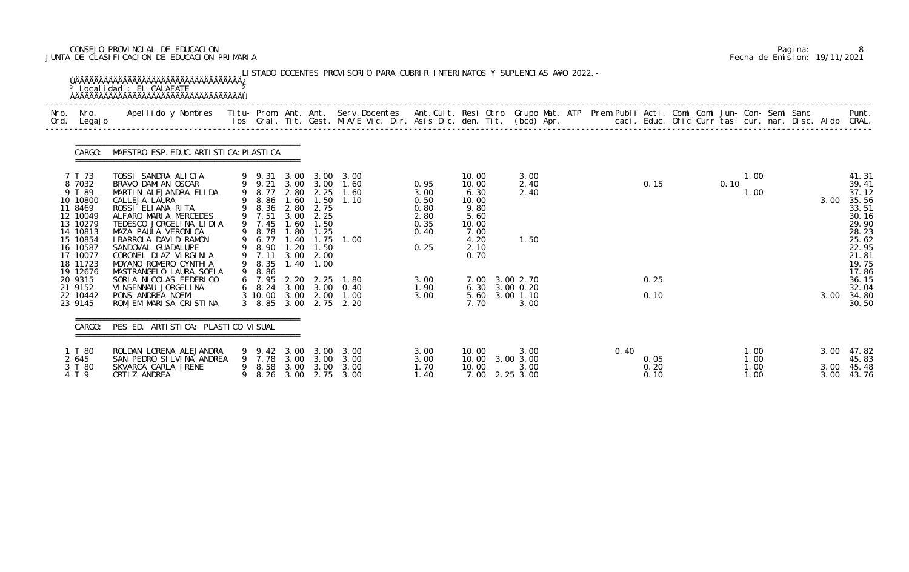CONSEJO PROVINCIAL DE EDUCACION
JUNTA DE CLASIFICACION DE EDUCACION PRIMARIA

Pagina: 8
Fecha de Emision: 19/11/2021

LISTADO DOCENTES PROVISORIO PARA CUBRIR INTERINATOS Y SUPLENCIAS A¥O 2022.-

Localidad : EL CALAFATE

CARGO: MAESTRO ESP. EDUC. ARTISTICA: PLASTICA

| Nro. Ord. | Nro. Legajo | Apellido y Nombres | Titu-los | Prom. Gral. | Ant. Tit. | Ant. Gest. | Serv.Docentes M.A/E Vic. Dir. | Ant.Cult. Asis Dic. | Resi den. | Otro Tit. | Grupo Mat. (bcd) | ATP Apr. | Prem Publi caci. | Acti. Educ. | Comi Ofic | Comi Curr | Jun-tas | Con-cur. | Semi nar. | Sanc Disc. | Aldp | Punt. GRAL. |
|---|---|---|---|---|---|---|---|---|---|---|---|---|---|---|---|---|---|---|---|---|---|---|
| 7 | T 73 | TOSSI SANDRA ALICIA | 9 | 9.31 | 3.00 | 3.00 | 3.00 | | 10.00 | | 3.00 | | | | | | | 1.00 | | | | 41.31 |
| 8 | 7032 | BRAVO DAMIAN OSCAR | 9 | 9.21 | 3.00 | 3.00 | 1.60 | 0.95 | 10.00 | | 2.40 | | | 0.15 | | 0.10 | | | | | | 39.41 |
| 9 | T 89 | MARTIN ALEJANDRA ELIDA | 9 | 8.77 | 2.80 | 2.25 | 1.60 | 3.00 | 6.30 | | 2.40 | | | | | | | 1.00 | | | | 37.12 |
| 10 | 10800 | CALLEJA LAURA | 9 | 8.86 | 1.60 | 1.50 | 1.10 | 0.50 | 10.00 | | | | | | | | | | | | 3.00 | 35.56 |
| 11 | 8469 | ROSSI ELIANA RITA | 9 | 8.36 | 2.80 | 2.75 | | 0.80 | 9.80 | | | | | | | | | | | | | 33.51 |
| 12 | 10049 | ALFARO MARIA MERCEDES | 9 | 7.51 | 3.00 | 2.25 | | 2.80 | 5.60 | | | | | | | | | | | | | 30.16 |
| 13 | 10279 | TEDESCO JORGELINA LIDIA | 9 | 7.45 | 1.60 | 1.50 | | 0.35 | 10.00 | | | | | | | | | | | | | 29.90 |
| 14 | 10813 | MAZA PAULA VERONICA | 9 | 8.78 | 1.80 | 1.25 | | 0.40 | 7.00 | | | | | | | | | | | | | 28.23 |
| 15 | 10854 | IBARROLA DAVID RAMON | 9 | 6.77 | 1.40 | 1.75 | 1.00 | | 4.20 | | 1.50 | | | | | | | | | | | 25.62 |
| 16 | 10587 | SANDOVAL GUADALUPE | 9 | 8.90 | 1.20 | 1.50 | | 0.25 | 2.10 | | | | | | | | | | | | | 22.95 |
| 17 | 10077 | CORONEL DIAZ VIRGINIA | 9 | 7.11 | 3.00 | 2.00 | | | 0.70 | | | | | | | | | | | | | 21.81 |
| 18 | 11723 | MOYANO ROMERO CYNTHIA | 9 | 8.35 | 1.40 | 1.00 | | | | | | | | | | | | | | | | 19.75 |
| 19 | 12676 | MASTRANGELO LAURA SOFIA | 9 | 8.86 | | | | | | | | | | | | | | | | | | 17.86 |
| 20 | 9315 | SORIA NICOLAS FEDERICO | 6 | 7.95 | 2.20 | 2.25 | 1.80 | 3.00 | 7.00 | 3.00 | 2.70 | | | 0.25 | | | | | | | | 36.15 |
| 21 | 9152 | VINSENNAU JORGELINA | 6 | 8.24 | 3.00 | 3.00 | 0.40 | 1.90 | 6.30 | 3.00 | 0.20 | | | | | | | | | | | 32.04 |
| 22 | 10442 | PONS ANDREA NOEMI | 3 | 10.00 | 3.00 | 2.00 | 1.00 | 3.00 | 5.60 | 3.00 | 1.10 | | | 0.10 | | | | | | | 3.00 | 34.80 |
| 23 | 9145 | ROMJEM MARISA CRISTINA | 3 | 8.85 | 3.00 | 2.75 | 2.20 | | 7.70 | | 3.00 | | | | | | | | | | | 30.50 |

CARGO: PES ED. ARTISTICA: PLASTICO VISUAL

| Nro. Ord. | Nro. Legajo | Apellido y Nombres | Titu-los | Prom. Gral. | Ant. Tit. | Ant. Gest. | Serv.Docentes M.A/E Vic. Dir. | Ant.Cult. Asis Dic. | Resi den. | Otro Tit. | Grupo Mat. (bcd) | ATP Apr. | Prem Publi caci. | Acti. Educ. | Comi Ofic | Comi Curr | Jun-tas | Con-cur. | Semi nar. | Sanc Disc. | Aldp | Punt. GRAL. |
|---|---|---|---|---|---|---|---|---|---|---|---|---|---|---|---|---|---|---|---|---|---|---|
| 1 | T 80 | ROLDAN LORENA ALEJANDRA | 9 | 9.42 | 3.00 | 3.00 | 3.00 | 3.00 | 10.00 | | 3.00 | | 0.40 | | | | | 1.00 | | | 3.00 | 47.82 |
| 2 | 645 | SAN PEDRO SILVINA ANDREA | 9 | 7.78 | 3.00 | 3.00 | 3.00 | 3.00 | 10.00 | 3.00 | 3.00 | | | 0.05 | | | | 1.00 | | | | 45.83 |
| 3 | T 80 | SKVARCA CARLA IRENE | 9 | 8.58 | 3.00 | 3.00 | 3.00 | 1.70 | 10.00 | | 3.00 | | | 0.20 | | | | 1.00 | | | 3.00 | 45.48 |
| 4 | T 9 | ORTIZ ANDREA | 9 | 8.26 | 3.00 | 2.75 | 3.00 | 1.40 | 7.00 | 2.25 | 3.00 | | | 0.10 | | | | 1.00 | | | 3.00 | 43.76 |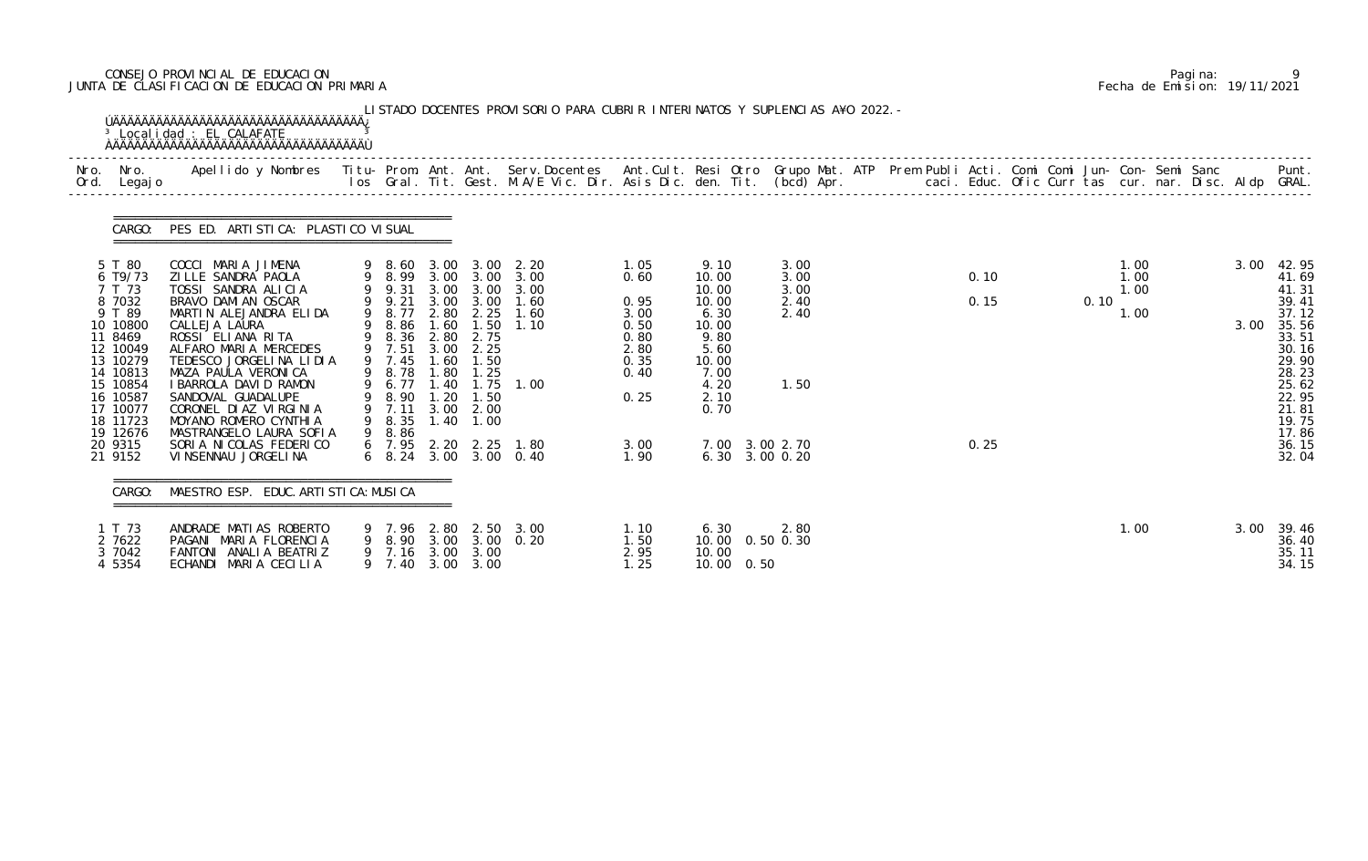CONSEJO PROVINCIAL DE EDUCACION
JUNTA DE CLASIFICACION DE EDUCACION PRIMARIA

Fecha de Emision: 19/11/2021

LISTADO DOCENTES PROVISORIO PARA CUBRIR INTERINATOS Y SUPLENCIAS AÑO 2022.-

Localidad : EL CALAFATE

CARGO: PES ED. ARTISTICA: PLASTICO VISUAL

| Nro. Ord. | Nro. Legajo | Apellido y Nombres | Titu- los | Prom. Gral. | Ant. Tit. | Ant. Gest. | Serv.Docentes M.A/E Vic. Dir. | Ant.Cult. Asis Dic. | Resi den. | Otro Tit. | Grupo Mat. (bcd) | ATP Apr. | Prem Publi caci. | Acti. Educ. | Comi Ofic | Comi Curr | Jun- tas | Con- cur. | Semi nar. | Sanc Disc. | Aldp | Punt. GRAL. |
|---|---|---|---|---|---|---|---|---|---|---|---|---|---|---|---|---|---|---|---|---|---|---|
| 5 | T 80 | COCCI MARIA JIMENA | 9 | 8.60 | 3.00 | 3.00 | 2.20 | 1.05 | 9.10 | | 3.00 | | | | | | | 1.00 | | | 3.00 | 42.95 |
| 6 | T9/73 | ZILLE SANDRA PAOLA | 9 | 8.99 | 3.00 | 3.00 | 3.00 | 0.60 | 10.00 | | 3.00 | | | 0.10 | | | | 1.00 | | | | 41.69 |
| 7 | T 73 | TOSSI SANDRA ALICIA | 9 | 9.31 | 3.00 | 3.00 | 3.00 | | 10.00 | | 3.00 | | | | | | | 1.00 | | | | 41.31 |
| 8 | 7032 | BRAVO DAMIAN OSCAR | 9 | 9.21 | 3.00 | 3.00 | 1.60 | 0.95 | 10.00 | | 2.40 | | | 0.15 | | | 0.10 | | | | | 39.41 |
| 9 | T 89 | MARTIN ALEJANDRA ELIDA | 9 | 8.77 | 2.80 | 2.25 | 1.60 | 3.00 | 6.30 | | 2.40 | | | | | | | 1.00 | | | | 37.12 |
| 10 | 10800 | CALLEJA LAURA | 9 | 8.86 | 1.60 | 1.50 | 1.10 | 0.50 | 10.00 | | | | | | | | | | | | 3.00 | 35.56 |
| 11 | 8469 | ROSSI ELIANA RITA | 9 | 8.36 | 2.80 | 2.75 | | 0.80 | 9.80 | | | | | | | | | | | | | 33.51 |
| 12 | 10049 | ALFARO MARIA MERCEDES | 9 | 7.51 | 3.00 | 2.25 | | 2.80 | 5.60 | | | | | | | | | | | | | 30.16 |
| 13 | 10279 | TEDESCO JORGELINA LIDIA | 9 | 7.45 | 1.60 | 1.50 | | 0.35 | 10.00 | | | | | | | | | | | | | 29.90 |
| 14 | 10813 | MAZA PAULA VERONICA | 9 | 8.78 | 1.80 | 1.25 | | 0.40 | 7.00 | | | | | | | | | | | | | 28.23 |
| 15 | 10854 | IBARROLA DAVID RAMON | 9 | 6.77 | 1.40 | 1.75 | 1.00 | | 4.20 | | 1.50 | | | | | | | | | | | 25.62 |
| 16 | 10587 | SANDOVAL GUADALUPE | 9 | 8.90 | 1.20 | 1.50 | | 0.25 | 2.10 | | | | | | | | | | | | | 22.95 |
| 17 | 10077 | CORONEL DIAZ VIRGINIA | 9 | 7.11 | 3.00 | 2.00 | | | 0.70 | | | | | | | | | | | | | 21.81 |
| 18 | 11723 | MOYANO ROMERO CYNTHIA | 9 | 8.35 | 1.40 | 1.00 | | | | | | | | | | | | | | | | 19.75 |
| 19 | 12676 | MASTRANGELO LAURA SOFIA | 9 | 8.86 | | | | | | | | | | | | | | | | | | 17.86 |
| 20 | 9315 | SORIA NICOLAS FEDERICO | 6 | 7.95 | 2.20 | 2.25 | 1.80 | 3.00 | 7.00 | 3.00 | 2.70 | | | 0.25 | | | | | | | | 36.15 |
| 21 | 9152 | VINSENNAU JORGELINA | 6 | 8.24 | 3.00 | 3.00 | 0.40 | 1.90 | 6.30 | 3.00 | 0.20 | | | | | | | | | | | 32.04 |

CARGO: MAESTRO ESP. EDUC. ARTISTICA: MUSICA

| Nro. Ord. | Nro. Legajo | Apellido y Nombres | Titu- los | Prom. Gral. | Ant. Tit. | Ant. Gest. | Serv.Docentes M.A/E Vic. Dir. | Ant.Cult. Asis Dic. | Resi den. | Otro Tit. | Grupo Mat. (bcd) | ATP Apr. | Prem Publi caci. | Acti. Educ. | Comi Ofic | Comi Curr | Jun- tas | Con- cur. | Semi nar. | Sanc Disc. | Aldp | Punt. GRAL. |
|---|---|---|---|---|---|---|---|---|---|---|---|---|---|---|---|---|---|---|---|---|---|---|
| 1 | T 73 | ANDRADE MATIAS ROBERTO | 9 | 7.96 | 2.80 | 2.50 | 3.00 | 1.10 | 6.30 | | 2.80 | | | | | | | 1.00 | | | 3.00 | 39.46 |
| 2 | 7622 | PAGANI MARIA FLORENCIA | 9 | 8.90 | 3.00 | 3.00 | 0.20 | 1.50 | 10.00 | 0.50 | 0.30 | | | | | | | | | | | 36.40 |
| 3 | 7042 | FANTONI ANALIA BEATRIZ | 9 | 7.16 | 3.00 | 3.00 | | 2.95 | 10.00 | | | | | | | | | | | | | 35.11 |
| 4 | 5354 | ECHANDI MARIA CECILIA | 9 | 7.40 | 3.00 | 3.00 | | 1.25 | 10.00 | 0.50 | | | | | | | | | | | | 34.15 |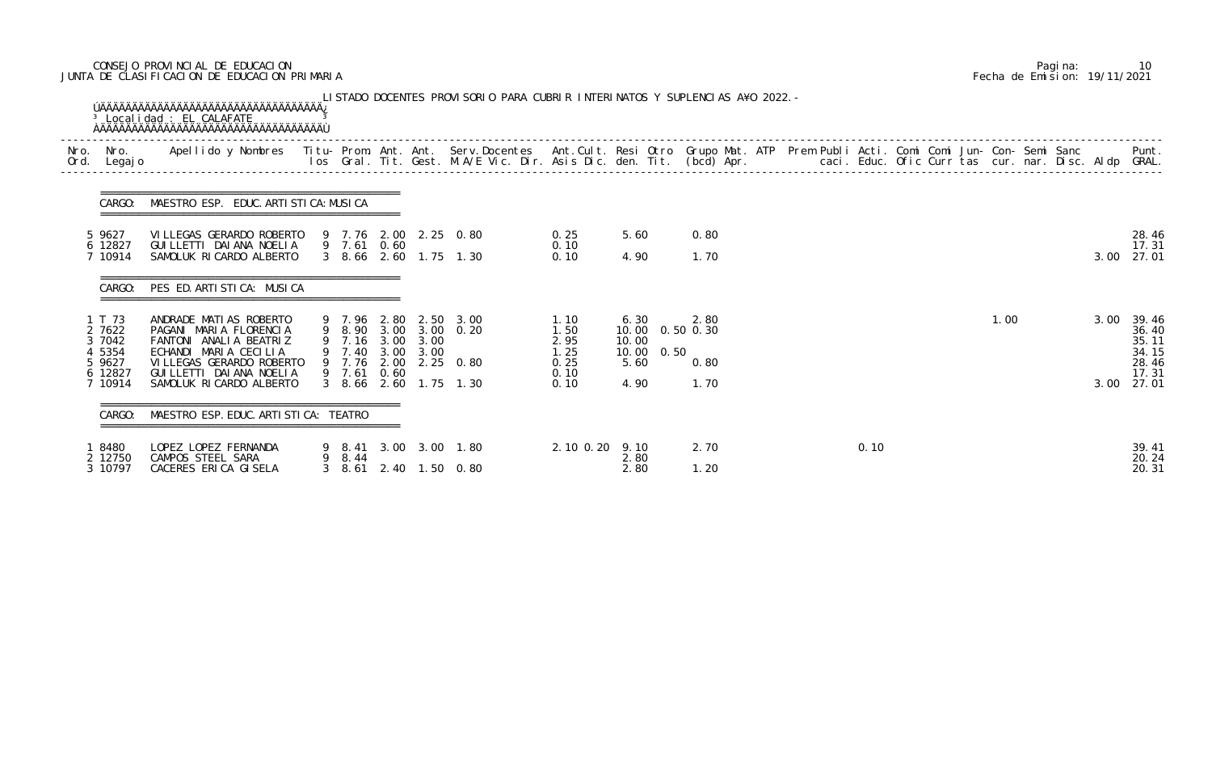CONSEJO PROVINCIAL DE EDUCACION
JUNTA DE CLASIFICACION DE EDUCACION PRIMARIA

Pagina: 10
Fecha de Emision: 19/11/2021

LISTADO DOCENTES PROVISORIO PARA CUBRIR INTERINATOS Y SUPLENCIAS AÑO 2022.-

Localidad : EL CALAFATE

| Nro. Ord. | Nro. Legajo | Apellido y Nombres | Titu-los | Prom. Gral. | Ant. Tit. | Ant. Gest. | Serv.Docentes M.A/E Vic. Dir. | Ant.Cult. Asis Dic. | Resi den. | Otro Tit. | Grupo Mat. (bcd) | ATP Apr. | Prem Publi caci. | Acti. Educ. | Comi Ofic | Comi Curr | Jun-tas | Con-cur. | Semi nar. | Sanc Disc. | Aldp | Punt. GRAL. |
|---|---|---|---|---|---|---|---|---|---|---|---|---|---|---|---|---|---|---|---|---|---|---|
| **CARGO: MAESTRO ESP. EDUC. ARTISTICA: MUSICA** | | | | | | | | | | | | | | | | | | | | | | |
| 5 | 9627 | VILLEGAS GERARDO ROBERTO | 9 | 7.76 | 2.00 | 2.25 | 0.80 | 0.25 | 5.60 | | 0.80 | | | | | | | | | | | 28.46 |
| 6 | 12827 | GUILLETTI DAIANA NOELIA | 9 | 7.61 | 0.60 | | | 0.10 | | | | | | | | | | | | | | 17.31 |
| 7 | 10914 | SAMOLUK RICARDO ALBERTO | 3 | 8.66 | 2.60 | 1.75 | 1.30 | 0.10 | 4.90 | | 1.70 | | | | | | | | | | 3.00 | 27.01 |
| **CARGO: PES ED. ARTISTICA: MUSICA** | | | | | | | | | | | | | | | | | | | | | | |
| 1 | T 73 | ANDRADE MATIAS ROBERTO | 9 | 7.96 | 2.80 | 2.50 | 3.00 | 1.10 | 6.30 | | 2.80 | | | | | | | 1.00 | | | 3.00 | 39.46 |
| 2 | 7622 | PAGANI MARIA FLORENCIA | 9 | 8.90 | 3.00 | 3.00 | 0.20 | 1.50 | 10.00 | 0.50 | 0.30 | | | | | | | | | | | 36.40 |
| 3 | 7042 | FANTONI ANALIA BEATRIZ | 9 | 7.16 | 3.00 | 3.00 | | 2.95 | 10.00 | | | | | | | | | | | | | 35.11 |
| 4 | 5354 | ECHANDI MARIA CECILIA | 9 | 7.40 | 3.00 | 3.00 | | 1.25 | 10.00 | 0.50 | | | | | | | | | | | | 34.15 |
| 5 | 9627 | VILLEGAS GERARDO ROBERTO | 9 | 7.76 | 2.00 | 2.25 | 0.80 | 0.25 | 5.60 | | 0.80 | | | | | | | | | | | 28.46 |
| 6 | 12827 | GUILLETTI DAIANA NOELIA | 9 | 7.61 | 0.60 | | | 0.10 | | | | | | | | | | | | | | 17.31 |
| 7 | 10914 | SAMOLUK RICARDO ALBERTO | 3 | 8.66 | 2.60 | 1.75 | 1.30 | 0.10 | 4.90 | | 1.70 | | | | | | | | | | 3.00 | 27.01 |
| **CARGO: MAESTRO ESP. EDUC. ARTISTICA: TEATRO** | | | | | | | | | | | | | | | | | | | | | | |
| 1 | 8480 | LOPEZ LOPEZ FERNANDA | 9 | 8.41 | 3.00 | 3.00 | 1.80 | 2.10 0.20 | 9.10 | | 2.70 | | | 0.10 | | | | | | | | 39.41 |
| 2 | 12750 | CAMPOS STEEL SARA | 9 | 8.44 | | | | | 2.80 | | | | | | | | | | | | | 20.24 |
| 3 | 10797 | CACERES ERICA GISELA | 3 | 8.61 | 2.40 | 1.50 | 0.80 | | 2.80 | | 1.20 | | | | | | | | | | | 20.31 |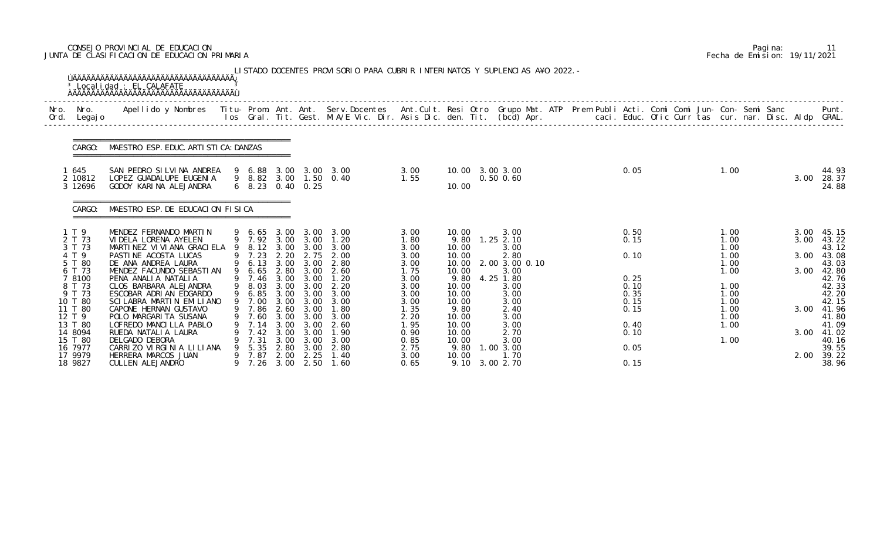CONSEJO PROVINCIAL DE EDUCACION
JUNTA DE CLASIFICACION DE EDUCACION PRIMARIA

Pagina: 11
Fecha de Emision: 19/11/2021

LISTADO DOCENTES PROVISORIO PARA CUBRIR INTERINATOS Y SUPLENCIAS A¥O 2022.-

Localidad : EL CALAFATE

CARGO: MAESTRO ESP. EDUC. ARTISTICA: DANZAS

| Nro. Ord. | Nro. Legajo | Apellido y Nombres | Titu-los | Prom. Gral. | Ant. Tit. | Ant. Gest. | Serv.Docentes M.A/E Vic. Dir. | Ant.Cult. Asis Dic. | Resi den. | Otro Tit. | Grupo Mat. (bcd) | ATP Apr. | Prem caci. | Publi Educ. | Acti. Ofic | Comi Curr | Comi tas | Jun- cur. | Con- nar. | Semi Disc. | Sanc Aldp | Punt. GRAL. |
|---|---|---|---|---|---|---|---|---|---|---|---|---|---|---|---|---|---|---|---|---|---|---|
| 1 | 645 | SAN PEDRO SILVINA ANDREA | 9 | 6.88 | 3.00 | 3.00 | 3.00 | 3.00 | 10.00 | 3.00 | 3.00 | | | 0.05 | | | | 1.00 | | | | 44.93 |
| 2 | 10812 | LOPEZ GUADALUPE EUGENIA | 9 | 8.82 | 3.00 | 1.50 | 0.40 | 1.55 | | 0.50 | 0.60 | | | | | | | | | | 3.00 | 28.37 |
| 3 | 12696 | GODOY KARINA ALEJANDRA | 6 | 8.23 | 0.40 | 0.25 | | | 10.00 | | | | | | | | | | | | | 24.88 |

CARGO: MAESTRO ESP. DE EDUCACION FISICA

| Nro. Ord. | Nro. Legajo | Apellido y Nombres | Titu-los | Prom. Gral. | Ant. Tit. | Ant. Gest. | Serv.Docentes M.A/E Vic. Dir. | Ant.Cult. Asis Dic. | Resi den. | Otro Tit. | Grupo Mat. (bcd) | ATP Apr. | Prem caci. | Publi Educ. | Acti. Ofic | Comi Curr | Comi tas | Jun- cur. | Con- nar. | Semi Disc. | Sanc Aldp | Punt. GRAL. |
|---|---|---|---|---|---|---|---|---|---|---|---|---|---|---|---|---|---|---|---|---|---|---|
| 1 | T 9 | MENDEZ FERNANDO MARTIN | 9 | 6.65 | 3.00 | 3.00 | 3.00 | 3.00 | 10.00 | | 3.00 | | | 0.50 | | | | 1.00 | | | 3.00 | 45.15 |
| 2 | T 73 | VIDELA LORENA AYELEN | 9 | 7.92 | 3.00 | 3.00 | 1.20 | 1.80 | 9.80 | 1.25 | 2.10 | | | 0.15 | | | | 1.00 | | | 3.00 | 43.22 |
| 3 | T 73 | MARTINEZ VIVIANA GRACIELA | 9 | 8.12 | 3.00 | 3.00 | 3.00 | 3.00 | 10.00 | | 3.00 | | | | | | | 1.00 | | | | 43.12 |
| 4 | T 9 | PASTINE ACOSTA LUCAS | 9 | 7.23 | 2.20 | 2.75 | 2.00 | 3.00 | 10.00 | | 2.80 | | | 0.10 | | | | 1.00 | | | 3.00 | 43.08 |
| 5 | T 80 | DE ANA ANDREA LAURA | 9 | 6.13 | 3.00 | 3.00 | 2.80 | 3.00 | 10.00 | 2.00 | 3.00 | 0.10 | | | | | | 1.00 | | | | 43.03 |
| 6 | T 73 | MENDEZ FACUNDO SEBASTIAN | 9 | 6.65 | 2.80 | 3.00 | 2.60 | 1.75 | 10.00 | | 3.00 | | | | | | | 1.00 | | | 3.00 | 42.80 |
| 7 | 8100 | PENA ANALIA NATALIA | 9 | 7.46 | 3.00 | 3.00 | 1.20 | 3.00 | 9.80 | 4.25 | 1.80 | | | 0.25 | | | | | | | | 42.76 |
| 8 | T 73 | CLOS BARBARA ALEJANDRA | 9 | 8.03 | 3.00 | 3.00 | 2.20 | 3.00 | 10.00 | | 3.00 | | | 0.10 | | | | 1.00 | | | | 42.33 |
| 9 | T 73 | ESCOBAR ADRIAN EDGARDO | 9 | 6.85 | 3.00 | 3.00 | 3.00 | 3.00 | 10.00 | | 3.00 | | | 0.35 | | | | 1.00 | | | | 42.20 |
| 10 | T 80 | SCILABRA MARTIN EMILIANO | 9 | 7.00 | 3.00 | 3.00 | 3.00 | 3.00 | 10.00 | | 3.00 | | | 0.15 | | | | 1.00 | | | | 42.15 |
| 11 | T 80 | CAPONE HERNAN GUSTAVO | 9 | 7.86 | 2.60 | 3.00 | 1.80 | 1.35 | 9.80 | | 2.40 | | | 0.15 | | | | 1.00 | | | 3.00 | 41.96 |
| 12 | T 9 | POLO MARGARITA SUSANA | 9 | 7.60 | 3.00 | 3.00 | 3.00 | 2.20 | 10.00 | | 3.00 | | | | | | | 1.00 | | | | 41.80 |
| 13 | T 80 | LOFREDO MANCILLA PABLO | 9 | 7.14 | 3.00 | 3.00 | 2.60 | 1.95 | 10.00 | | 3.00 | | | 0.40 | | | | 1.00 | | | | 41.09 |
| 14 | 8094 | RUEDA NATALIA LAURA | 9 | 7.42 | 3.00 | 3.00 | 1.90 | 0.90 | 10.00 | | 2.70 | | | 0.10 | | | | | | | 3.00 | 41.02 |
| 15 | T 80 | DELGADO DEBORA | 9 | 7.31 | 3.00 | 3.00 | 3.00 | 0.85 | 10.00 | | 3.00 | | | | | | | 1.00 | | | | 40.16 |
| 16 | 7977 | CARRIZO VIRGINIA LILIANA | 9 | 5.35 | 2.80 | 3.00 | 2.80 | 2.75 | 9.80 | 1.00 | 3.00 | | | 0.05 | | | | | | | | 39.55 |
| 17 | 9979 | HERRERA MARCOS JUAN | 9 | 7.87 | 2.00 | 2.25 | 1.40 | 3.00 | 10.00 | | 1.70 | | | | | | | | | | 2.00 | 39.22 |
| 18 | 9827 | CULLEN ALEJANDRO | 9 | 7.26 | 3.00 | 2.50 | 1.60 | 0.65 | 9.10 | 3.00 | 2.70 | | | 0.15 | | | | | | | | 38.96 |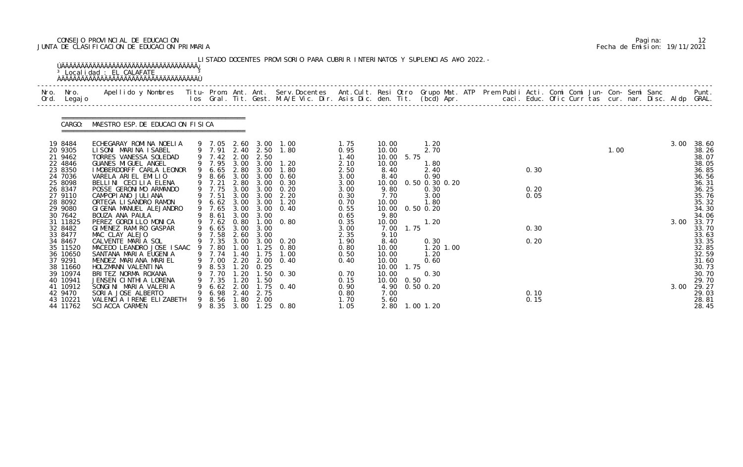CONSEJO PROVINCIAL DE EDUCACION
JUNTA DE CLASIFICACION DE EDUCACION PRIMARIA

Pagina: 12
Fecha de Emision: 19/11/2021

LISTADO DOCENTES PROVISORIO PARA CUBRIR INTERINATOS Y SUPLENCIAS A¥O 2022.-

Localidad : EL CALAFATE

CARGO: MAESTRO ESP. DE EDUCACION FISICA

| Nro. Ord. | Nro. Legajo | Apellido y Nombres | Titu-los | Prom. Gral. | Ant. Tit. | Ant. Gest. | Serv. Docentes M.A/E Vic. Dir. | Ant. Cult. Asis Dic. | Resi den. | Otro Tit. | Grupo Mat. (bcd) | ATP Apr. | Prem Publi caci. | Acti. Educ. | Comi Ofic | Comi Curr | Jun- tas | Con- cur. | Semi nar. | Sanc Disc. | Aldp | Punt. GRAL. |
|---|---|---|---|---|---|---|---|---|---|---|---|---|---|---|---|---|---|---|---|---|---|---|
| 19 | 8484 | ECHEGARAY ROMINA NOELIA | 9 | 7.05 | 2.60 | 3.00 | 1.00 | 1.75 | 10.00 | | 1.20 | | | | | | | | | | 3.00 | 38.60 |
| 20 | 9305 | LISONI MARINA ISABEL | 9 | 7.91 | 2.40 | 2.50 | 1.80 | 0.95 | 10.00 | | 2.70 | | | | | | | 1.00 | | | | 38.26 |
| 21 | 9462 | TORRES VANESSA SOLEDAD | 9 | 7.42 | 2.00 | 2.50 | | 1.40 | 10.00 | 5.75 | | | | | | | | | | | | 38.07 |
| 22 | 4846 | GUANES MIGUEL ANGEL | 9 | 7.95 | 3.00 | 3.00 | 1.20 | 2.10 | 10.00 | | 1.80 | | | | | | | | | | | 38.05 |
| 23 | 8350 | IMOBERDORFF CARLA LEONOR | 9 | 6.65 | 2.80 | 3.00 | 1.80 | 2.50 | 8.40 | | 2.40 | | | 0.30 | | | | | | | | 36.85 |
| 24 | 7036 | VARELA ARIEL EMILIO | 9 | 8.66 | 3.00 | 3.00 | 0.60 | 3.00 | 8.40 | | 0.90 | | | | | | | | | | | 36.56 |
| 25 | 8098 | BELLINI CECILIA ELENA | 9 | 7.21 | 2.80 | 3.00 | 0.30 | 3.00 | 10.00 | 0.50 | 0.30 0.20 | | | | | | | | | | | 36.31 |
| 26 | 8347 | POSSE GERONIMO ARMANDO | 9 | 7.75 | 3.00 | 3.00 | 0.20 | 3.00 | 9.80 | | 0.30 | | | 0.20 | | | | | | | | 36.25 |
| 27 | 9110 | CAMPOPIANO JULIANA | 9 | 7.51 | 3.00 | 3.00 | 2.20 | 0.30 | 7.70 | | 3.00 | | | 0.05 | | | | | | | | 35.76 |
| 28 | 8092 | ORTEGA LISANDRO RAMON | 9 | 6.62 | 3.00 | 3.00 | 1.20 | 0.70 | 10.00 | | 1.80 | | | | | | | | | | | 35.32 |
| 29 | 9080 | GIGENA MANUEL ALEJANDRO | 9 | 7.65 | 3.00 | 3.00 | 0.40 | 0.55 | 10.00 | 0.50 | 0.20 | | | | | | | | | | | 34.30 |
| 30 | 7642 | BOUZA ANA PAULA | 9 | 8.61 | 3.00 | 3.00 | | 0.65 | 9.80 | | | | | | | | | | | | | 34.06 |
| 31 | 11825 | PEREZ GORDILLO MONICA | 9 | 7.62 | 0.80 | 1.00 | 0.80 | 0.35 | 10.00 | | 1.20 | | | | | | | | | | 3.00 | 33.77 |
| 32 | 8482 | GIMENEZ RAMIRO GASPAR | 9 | 6.65 | 3.00 | 3.00 | | 3.00 | 7.00 | 1.75 | | | | 0.30 | | | | | | | | 33.70 |
| 33 | 8477 | MAC CLAY ALEJO | 9 | 7.58 | 2.60 | 3.00 | | 2.35 | 9.10 | | | | | | | | | | | | | 33.63 |
| 34 | 8467 | CALVENTE MARIA SOL | 9 | 7.35 | 3.00 | 3.00 | 0.20 | 1.90 | 8.40 | | 0.30 | | | 0.20 | | | | | | | | 33.35 |
| 35 | 11520 | MACEDO LEANDRO JOSE ISAAC | 9 | 7.80 | 1.00 | 1.25 | 0.80 | 0.80 | 10.00 | | 1.20 | 1.00 | | | | | | | | | | 32.85 |
| 36 | 10650 | SANTANA MARIA EUGENIA | 9 | 7.74 | 1.40 | 1.75 | 1.00 | 0.50 | 10.00 | | 1.20 | | | | | | | | | | | 32.59 |
| 37 | 9291 | MENDEZ MARIANA MARIEL | 9 | 7.00 | 2.20 | 2.00 | 0.40 | 0.40 | 10.00 | | 0.60 | | | | | | | | | | | 31.60 |
| 38 | 11660 | HOLZMANN VALENTINA | 9 | 8.53 | 1.20 | 0.25 | | | 10.00 | 1.75 | | | | | | | | | | | | 30.73 |
| 39 | 10974 | BRITEZ NORMA ROXANA | 9 | 7.70 | 1.20 | 1.50 | 0.30 | 0.70 | 10.00 | | 0.30 | | | | | | | | | | | 30.70 |
| 40 | 10941 | JENSEN CINTHIA LORENA | 9 | 7.35 | 1.20 | 1.50 | | 0.15 | 10.00 | 0.50 | | | | | | | | | | | | 29.70 |
| 41 | 10912 | SONGINI MARIA VALERIA | 9 | 6.62 | 2.00 | 1.75 | 0.40 | 0.90 | 4.90 | 0.50 | 0.20 | | | | | | | | | | 3.00 | 29.27 |
| 42 | 9470 | SORIA JOSE ALBERTO | 9 | 6.98 | 2.40 | 2.75 | | 0.80 | 7.00 | | | | | 0.10 | | | | | | | | 29.03 |
| 43 | 10221 | VALENCIA IRENE ELIZABETH | 9 | 8.56 | 1.80 | 2.00 | | 1.70 | 5.60 | | | | | 0.15 | | | | | | | | 28.81 |
| 44 | 11762 | SCIACCA CARMEN | 9 | 8.35 | 3.00 | 1.25 | 0.80 | 1.05 | 2.80 | 1.00 | 1.20 | | | | | | | | | | | 28.45 |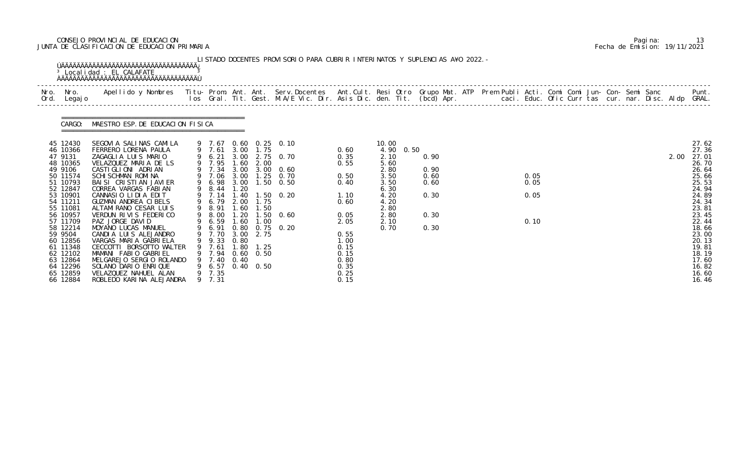CONSEJO PROVINCIAL DE EDUCACION
JUNTA DE CLASIFICACION DE EDUCACION PRIMARIA

Fecha de Emision: 19/11/2021

LISTADO DOCENTES PROVISORIO PARA CUBRIR INTERINATOS Y SUPLENCIAS A¥O 2022.-

Localidad : EL CALAFATE

CARGO: MAESTRO ESP. DE EDUCACION FISICA

| Nro. Ord. | Nro. Legajo | Apellido y Nombres | Titu-los | Prom. Gral. | Ant. Tit. | Ant. Gest. | Serv.Docentes M.A/E Vic. Dir. | Ant.Cult. Asis Dic. | Resi den. | Otro Tit. | Grupo Mat. (bcd) | ATP Apr. | Prem caci. | Publi Educ. | Acti. Ofic | Comi Curr | Comi tas | Jun- cur. | Con- nar. | Semi Disc. | Sanc Aldp | Punt. GRAL. |
|---|---|---|---|---|---|---|---|---|---|---|---|---|---|---|---|---|---|---|---|---|---|---|
| 45 | 12430 | SEGOVIA SALINAS CAMILA | 9 | 7.67 | 0.60 | 0.25 | 0.10 | | 10.00 | | | | | | | | | | | | | 27.62 |
| 46 | 10366 | FERRERO LORENA PAULA | 9 | 7.61 | 3.00 | 1.75 | | 0.60 | 4.90 | 0.50 | | | | | | | | | | | | 27.36 |
| 47 | 9131 | ZAGAGLIA LUIS MARIO | 9 | 6.21 | 3.00 | 2.75 | 0.70 | 0.35 | 2.10 | | 0.90 | | | | | | | | | | 2.00 | 27.01 |
| 48 | 10365 | VELAZQUEZ MARIA DE LS | 9 | 7.95 | 1.60 | 2.00 | | 0.55 | 5.60 | | | | | | | | | | | | | 26.70 |
| 49 | 9106 | CASTIGLIONI ADRIAN | 9 | 7.34 | 3.00 | 3.00 | 0.60 | | 2.80 | | 0.90 | | | | | | | | | | | 26.64 |
| 50 | 11574 | SCHISCHMAN ROMINA | 9 | 7.06 | 3.00 | 1.25 | 0.70 | 0.50 | 3.50 | | 0.60 | | | | 0.05 | | | | | | | 25.66 |
| 51 | 10793 | BAISI CRISTIAN JAVIER | 9 | 6.98 | 3.00 | 1.50 | 0.50 | 0.40 | 3.50 | | 0.60 | | | | 0.05 | | | | | | | 25.53 |
| 52 | 12847 | CORREA VARGAS FABIAN | 9 | 8.44 | 1.20 | | | | 6.30 | | | | | | | | | | | | | 24.94 |
| 53 | 10901 | CANNASIO LIDIA EDIT | 9 | 7.14 | 1.40 | 1.50 | 0.20 | 1.10 | 4.20 | | 0.30 | | | | 0.05 | | | | | | | 24.89 |
| 54 | 11211 | GUZMAN ANDREA CIBELS | 9 | 6.79 | 2.00 | 1.75 | | 0.60 | 4.20 | | | | | | | | | | | | | 24.34 |
| 55 | 11081 | ALTAMIRANO CESAR LUIS | 9 | 8.91 | 1.60 | 1.50 | | | 2.80 | | | | | | | | | | | | | 23.81 |
| 56 | 10957 | VERDUN RIVIS FEDERICO | 9 | 8.00 | 1.20 | 1.50 | 0.60 | 0.05 | 2.80 | | 0.30 | | | | | | | | | | | 23.45 |
| 57 | 11709 | PAZ JORGE DAVID | 9 | 6.59 | 1.60 | 1.00 | | 2.05 | 2.10 | | | | | | 0.10 | | | | | | | 22.44 |
| 58 | 12214 | MOYANO LUCAS MANUEL | 9 | 6.91 | 0.80 | 0.75 | 0.20 | | 0.70 | | 0.30 | | | | | | | | | | | 18.66 |
| 59 | 9504 | CANDIA LUIS ALEJANDRO | 9 | 7.70 | 3.00 | 2.75 | | 0.55 | | | | | | | | | | | | | | 23.00 |
| 60 | 12856 | VARGAS MARIA GABRIELA | 9 | 9.33 | 0.80 | | | 1.00 | | | | | | | | | | | | | | 20.13 |
| 61 | 11348 | CECCOTTI BORSOTTO WALTER | 9 | 7.61 | 1.80 | 1.25 | | 0.15 | | | | | | | | | | | | | | 19.81 |
| 62 | 12102 | MAMANI FABIO GABRIEL | 9 | 7.94 | 0.60 | 0.50 | | 0.15 | | | | | | | | | | | | | | 18.19 |
| 63 | 12864 | MELGAREJO SERGIO ROLANDO | 9 | 7.40 | 0.40 | | | 0.80 | | | | | | | | | | | | | | 17.60 |
| 64 | 12296 | SOLANO DARIO ENRIQUE | 9 | 6.57 | 0.40 | 0.50 | | 0.35 | | | | | | | | | | | | | | 16.82 |
| 65 | 12859 | VELAZQUEZ NAHUEL ALAN | 9 | 7.35 | | | | 0.25 | | | | | | | | | | | | | | 16.60 |
| 66 | 12884 | ROBLEDO KARINA ALEJANDRA | 9 | 7.31 | | | | 0.15 | | | | | | | | | | | | | | 16.46 |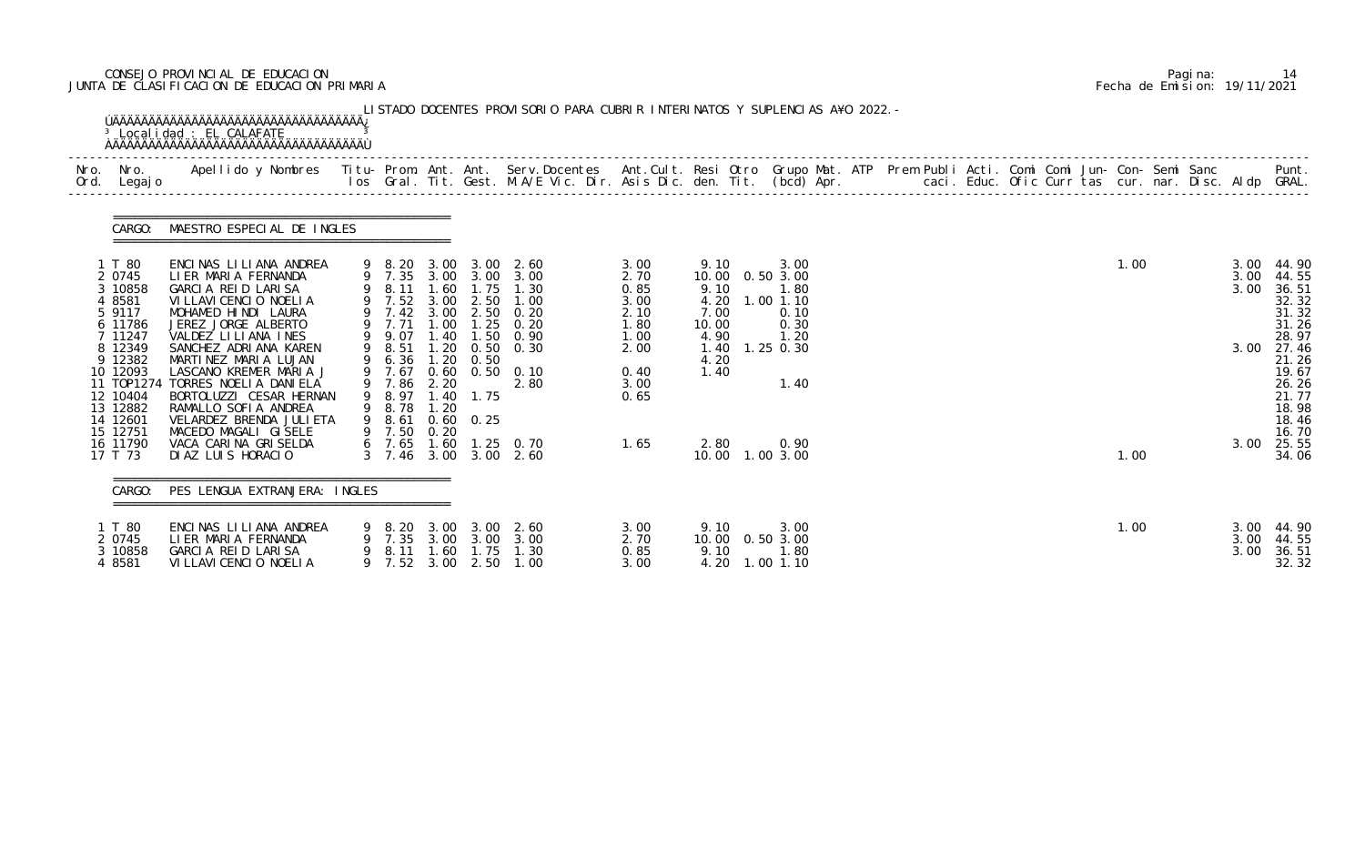CONSEJO PROVINCIAL DE EDUCACION
JUNTA DE CLASIFICACION DE EDUCACION PRIMARIA

Pagina: 14
Fecha de Emision: 19/11/2021

LISTADO DOCENTES PROVISORIO PARA CUBRIR INTERINATOS Y SUPLENCIAS A¥O 2022.-

Localidad : EL CALAFATE

**CARGO: MAESTRO ESPECIAL DE INGLES**

| Nro. Ord. | Nro. Legajo | Apellido y Nombres | Titu-los | Prom. Gral. | Ant. Tit. | Ant. Gest. | Serv.Docentes M.A/E Vic. Dir. | Ant.Cult. Asis Dic. | Resi den. | Otro Tit. | Grupo Mat. (bcd) | ATP Apr. | Prem Publi caci. | Acti. Educ. | Comi Ofic | Comi Curr | Jun- tas | Con- cur. | Semi nar. | Sanc Disc. | Aldp | Punt. GRAL. |
|---|---|---|---|---|---|---|---|---|---|---|---|---|---|---|---|---|---|---|---|---|---|---|
| 1 | T 80 | ENCINAS LILIANA ANDREA | 9 | 8.20 | 3.00 | 3.00 | 2.60 | 3.00 | 9.10 | | 3.00 | | | | | | 1.00 | | | | 3.00 | 44.90 |
| 2 | 0745 | LIER MARIA FERNANDA | 9 | 7.35 | 3.00 | 3.00 | 3.00 | 2.70 | 10.00 | 0.50 | 3.00 | | | | | | | | | | 3.00 | 44.55 |
| 3 | 10858 | GARCIA REID LARISA | 9 | 8.11 | 1.60 | 1.75 | 1.30 | 0.85 | 9.10 | | 1.80 | | | | | | | | | | 3.00 | 36.51 |
| 4 | 8581 | VILLAVICENCIO NOELIA | 9 | 7.52 | 3.00 | 2.50 | 1.00 | 3.00 | 4.20 | 1.00 | 1.10 | | | | | | | | | | | 32.32 |
| 5 | 9117 | MOHAMED HINDI LAURA | 9 | 7.42 | 3.00 | 2.50 | 0.20 | 2.10 | 7.00 | | 0.10 | | | | | | | | | | | 31.32 |
| 6 | 11786 | JEREZ JORGE ALBERTO | 9 | 7.71 | 1.00 | 1.25 | 0.20 | 1.80 | 10.00 | | 0.30 | | | | | | | | | | | 31.26 |
| 7 | 11247 | VALDEZ LILIANA INES | 9 | 9.07 | 1.40 | 1.50 | 0.90 | 1.00 | 4.90 | | 1.20 | | | | | | | | | | | 28.97 |
| 8 | 12349 | SANCHEZ ADRIANA KAREN | 9 | 8.51 | 1.20 | 0.50 | 0.30 | 2.00 | 1.40 | 1.25 | 0.30 | | | | | | | | | | 3.00 | 27.46 |
| 9 | 12382 | MARTINEZ MARIA LUJAN | 9 | 6.36 | 1.20 | 0.50 | | | 4.20 | | | | | | | | | | | | | 21.26 |
| 10 | 12093 | LASCANO KREMER MARIA J | 9 | 7.67 | 0.60 | 0.50 | 0.10 | 0.40 | 1.40 | | | | | | | | | | | | | 19.67 |
| 11 | TOP1274 | TORRES NOELIA DANIELA | 9 | 7.86 | 2.20 | | 2.80 | 3.00 | | | 1.40 | | | | | | | | | | | 26.26 |
| 12 | 10404 | BORTOLUZZI CESAR HERNAN | 9 | 8.97 | 1.40 | 1.75 | | 0.65 | | | | | | | | | | | | | | 21.77 |
| 13 | 12882 | RAMALLO SOFIA ANDREA | 9 | 8.78 | 1.20 | | | | | | | | | | | | | | | | | 18.98 |
| 14 | 12601 | VELARDEZ BRENDA JULIETA | 9 | 8.61 | 0.60 | 0.25 | | | | | | | | | | | | | | | | 18.46 |
| 15 | 12751 | MACEDO MAGALI GISELE | 9 | 7.50 | 0.20 | | | | | | | | | | | | | | | | | 16.70 |
| 16 | 11790 | VACA CARINA GRISELDA | 6 | 7.65 | 1.60 | 1.25 | 0.70 | 1.65 | 2.80 | | 0.90 | | | | | | | | | | 3.00 | 25.55 |
| 17 | T 73 | DIAZ LUIS HORACIO | 3 | 7.46 | 3.00 | 3.00 | 2.60 | | 10.00 | 1.00 | 3.00 | | | | | | 1.00 | | | | | 34.06 |

**CARGO: PES LENGUA EXTRANJERA: INGLES**

| Nro. Ord. | Nro. Legajo | Apellido y Nombres | Titu-los | Prom. Gral. | Ant. Tit. | Ant. Gest. | Serv.Docentes M.A/E Vic. Dir. | Ant.Cult. Asis Dic. | Resi den. | Otro Tit. | Grupo Mat. (bcd) | ATP Apr. | Prem Publi caci. | Acti. Educ. | Comi Ofic | Comi Curr | Jun- tas | Con- cur. | Semi nar. | Sanc Disc. | Aldp | Punt. GRAL. |
|---|---|---|---|---|---|---|---|---|---|---|---|---|---|---|---|---|---|---|---|---|---|---|
| 1 | T 80 | ENCINAS LILIANA ANDREA | 9 | 8.20 | 3.00 | 3.00 | 2.60 | 3.00 | 9.10 | | 3.00 | | | | | | 1.00 | | | | 3.00 | 44.90 |
| 2 | 0745 | LIER MARIA FERNANDA | 9 | 7.35 | 3.00 | 3.00 | 3.00 | 2.70 | 10.00 | 0.50 | 3.00 | | | | | | | | | | 3.00 | 44.55 |
| 3 | 10858 | GARCIA REID LARISA | 9 | 8.11 | 1.60 | 1.75 | 1.30 | 0.85 | 9.10 | | 1.80 | | | | | | | | | | 3.00 | 36.51 |
| 4 | 8581 | VILLAVICENCIO NOELIA | 9 | 7.52 | 3.00 | 2.50 | 1.00 | 3.00 | 4.20 | 1.00 | 1.10 | | | | | | | | | | | 32.32 |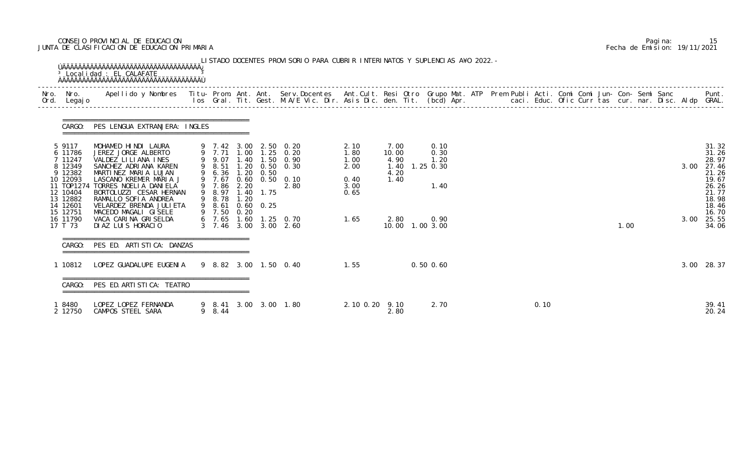CONSEJO PROVINCIAL DE EDUCACION
JUNTA DE CLASIFICACION DE EDUCACION PRIMARIA

Pagina: 15
Fecha de Emision: 19/11/2021

LISTADO DOCENTES PROVISORIO PARA CUBRIR INTERINATOS Y SUPLENCIAS A¥O 2022.-

Localidad : EL CALAFATE

## CARGO: PES LENGUA EXTRANJERA: INGLES

| Nro. Ord. | Nro. Legajo | Apellido y Nombres | Titu- los | Prom. Gral. | Ant. Tit. | Ant. Gest. | Serv. Docentes M.A/E Vic. Dir. | Ant. Cult. Asis Dic. | Resi den. | Otro Tit. | Grupo (bcd) | Mat. Apr. | ATP | Prem | Publi caci. | Acti. Educ. | Comi Ofic | Comi Curr | Jun- tas | Con- cur. | Semi nar. | Sanc Disc. | Aldp | Punt. GRAL. |
|---|---|---|---|---|---|---|---|---|---|---|---|---|---|---|---|---|---|---|---|---|---|---|---|---|
| 5 | 9117 | MOHAMED HINDI LAURA | 9 | 7.42 | 3.00 | 2.50 | 0.20 | 2.10 | 7.00 | | 0.10 | | | | | | | | | | | | | 31.32 |
| 6 | 11786 | JEREZ JORGE ALBERTO | 9 | 7.71 | 1.00 | 1.25 | 0.20 | 1.80 | 10.00 | | 0.30 | | | | | | | | | | | | | 31.26 |
| 7 | 11247 | VALDEZ LILIANA INES | 9 | 9.07 | 1.40 | 1.50 | 0.90 | 1.00 | 4.90 | | 1.20 | | | | | | | | | | | | | 28.97 |
| 8 | 12349 | SANCHEZ ADRIANA KAREN | 9 | 8.51 | 1.20 | 0.50 | 0.30 | 2.00 | 1.40 | 1.25 | 0.30 | | | | | | | | | | | | 3.00 | 27.46 |
| 9 | 12382 | MARTINEZ MARIA LUJAN | 9 | 6.36 | 1.20 | 0.50 | | | 4.20 | | | | | | | | | | | | | | | 21.26 |
| 10 | 12093 | LASCANO KREMER MARIA J | 9 | 7.67 | 0.60 | 0.50 | 0.10 | 0.40 | 1.40 | | | | | | | | | | | | | | | 19.67 |
| 11 | TOP1274 | TORRES NOELIA DANIELA | 9 | 7.86 | 2.20 | | 2.80 | 3.00 | | | 1.40 | | | | | | | | | | | | | 26.26 |
| 12 | 10404 | BORTOLUZZI CESAR HERNAN | 9 | 8.97 | 1.40 | 1.75 | | 0.65 | | | | | | | | | | | | | | | | 21.77 |
| 13 | 12882 | RAMALLO SOFIA ANDREA | 9 | 8.78 | 1.20 | | | | | | | | | | | | | | | | | | | 18.98 |
| 14 | 12601 | VELARDEZ BRENDA JULIETA | 9 | 8.61 | 0.60 | 0.25 | | | | | | | | | | | | | | | | | | 18.46 |
| 15 | 12751 | MACEDO MAGALI GISELE | 9 | 7.50 | 0.20 | | | | | | | | | | | | | | | | | | | 16.70 |
| 16 | 11790 | VACA CARINA GRISELDA | 6 | 7.65 | 1.60 | 1.25 | 0.70 | 1.65 | 2.80 | | 0.90 | | | | | | | | | | | | 3.00 | 25.55 |
| 17 | T 73 | DIAZ LUIS HORACIO | 3 | 7.46 | 3.00 | 3.00 | 2.60 | | 10.00 | 1.00 | 3.00 | | | | | | | | | 1.00 | | | | 34.06 |

## CARGO: PES ED. ARTISTICA: DANZAS

| Nro. Ord. | Nro. Legajo | Apellido y Nombres | Titu- los | Prom. Gral. | Ant. Tit. | Ant. Gest. | Serv. Docentes M.A/E Vic. Dir. | Ant. Cult. Asis Dic. | Resi den. | Otro Tit. | Grupo (bcd) | Mat. Apr. | ATP | Prem | Publi caci. | Acti. Educ. | Comi Ofic | Comi Curr | Jun- tas | Con- cur. | Semi nar. | Sanc Disc. | Aldp | Punt. GRAL. |
|---|---|---|---|---|---|---|---|---|---|---|---|---|---|---|---|---|---|---|---|---|---|---|---|---|
| 1 | 10812 | LOPEZ GUADALUPE EUGENIA | 9 | 8.82 | 3.00 | 1.50 | 0.40 | 1.55 | | 0.50 | 0.60 | | | | | | | | | | | | 3.00 | 28.37 |

## CARGO: PES ED.ARTISTICA: TEATRO

| Nro. Ord. | Nro. Legajo | Apellido y Nombres | Titu- los | Prom. Gral. | Ant. Tit. | Ant. Gest. | Serv. Docentes M.A/E Vic. Dir. | Ant. Cult. Asis Dic. | Resi den. | Otro Tit. | Grupo (bcd) | Mat. Apr. | ATP | Prem | Publi caci. | Acti. Educ. | Comi Ofic | Comi Curr | Jun- tas | Con- cur. | Semi nar. | Sanc Disc. | Aldp | Punt. GRAL. |
|---|---|---|---|---|---|---|---|---|---|---|---|---|---|---|---|---|---|---|---|---|---|---|---|---|
| 1 | 8480 | LOPEZ LOPEZ FERNANDA | 9 | 8.41 | 3.00 | 3.00 | 1.80 | 2.10 0.20 | 9.10 | | 2.70 | | | | | 0.10 | | | | | | | | 39.41 |
| 2 | 12750 | CAMPOS STEEL SARA | 9 | 8.44 | | | | | 2.80 | | | | | | | | | | | | | | | 20.24 |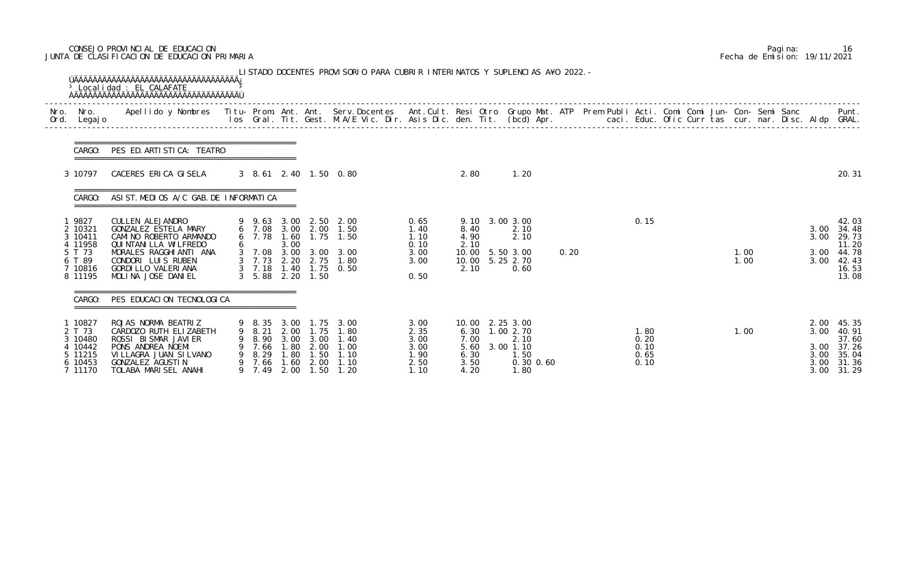CONSEJO PROVINCIAL DE EDUCACION
JUNTA DE CLASIFICACION DE EDUCACION PRIMARIA

Pagina: 16
Fecha de Emision: 19/11/2021

LISTADO DOCENTES PROVISORIO PARA CUBRIR INTERINATOS Y SUPLENCIAS AÑO 2022.-

Localidad : EL CALAFATE

| Nro. Ord. | Nro. Legajo | Apellido y Nombres | Titu- los | Prom. Gral. | Ant. Tit. | Ant. Gest. | Serv. Docentes M.A/E Vic. Dir. | Ant. Cult. Asis Dic. | Resi den. | Otro Tit. | Grupo Mat. (bcd) | ATP Apr. | Prem Publi caci. | Acti. Educ. | Comi Ofic | Comi Curr tas | Jun- cur. | Con- nar. | Semi Disc. | Sanc Aldp | Punt. GRAL. |
|---|---|---|---|---|---|---|---|---|---|---|---|---|---|---|---|---|---|---|---|---|---|
| **CARGO: PES ED. ARTISTICA: TEATRO** | | | | | | | | | | | | | | | | | | | | | |
| 3 | 10797 | CACERES ERICA GISELA | 3 | 8.61 | 2.40 | 1.50 | 0.80 | | 2.80 | | 1.20 | | | | | | | | | | 20.31 |
| **CARGO: ASIST. MEDIOS A/C GAB. DE INFORMATICA** | | | | | | | | | | | | | | | | | | | | | |
| 1 | 9827 | CULLEN ALEJANDRO | 9 | 9.63 | 3.00 | 2.50 | 2.00 | 0.65 | 9.10 | 3.00 | 3.00 | | | 0.15 | | | | | | | 42.03 |
| 2 | 10321 | GONZALEZ ESTELA MARY | 6 | 7.08 | 3.00 | 2.00 | 1.50 | 1.40 | 8.40 | | 2.10 | | | | | | | | | 3.00 | 34.48 |
| 3 | 10411 | CAMINO ROBERTO ARMANDO | 6 | 7.78 | 1.60 | 1.75 | 1.50 | 1.10 | 4.90 | | 2.10 | | | | | | | | | 3.00 | 29.73 |
| 4 | 11958 | QUINTANILLA WILFREDO | 6 | | 3.00 | | | 0.10 | 2.10 | | | | | | | | | | | | 11.20 |
| 5 | T 73 | MORALES RAGGHIANTI ANA | 3 | 7.08 | 3.00 | 3.00 | 3.00 | 3.00 | 10.00 | 5.50 | 3.00 | 0.20 | | | | | 1.00 | | | 3.00 | 44.78 |
| 6 | T 89 | CONDORI LUIS RUBEN | 3 | 7.73 | 2.20 | 2.75 | 1.80 | 3.00 | 10.00 | 5.25 | 2.70 | | | | | | 1.00 | | | 3.00 | 42.43 |
| 7 | 10816 | GORDILLO VALERIANA | 3 | 7.18 | 1.40 | 1.75 | 0.50 | | 2.10 | | 0.60 | | | | | | | | | | 16.53 |
| 8 | 11195 | MOLINA JOSE DANIEL | 3 | 5.88 | 2.20 | 1.50 | | 0.50 | | | | | | | | | | | | | 13.08 |
| **CARGO: PES EDUCACION TECNOLOGICA** | | | | | | | | | | | | | | | | | | | | | |
| 1 | 10827 | ROJAS NORMA BEATRIZ | 9 | 8.35 | 3.00 | 1.75 | 3.00 | 3.00 | 10.00 | 2.25 | 3.00 | | | | | | | | | 2.00 | 45.35 |
| 2 | T 73 | CARDOZO RUTH ELIZABETH | 9 | 8.21 | 2.00 | 1.75 | 1.80 | 2.35 | 6.30 | 1.00 | 2.70 | | | 1.80 | | | 1.00 | | | 3.00 | 40.91 |
| 3 | 10480 | ROSSI BISMAR JAVIER | 9 | 8.90 | 3.00 | 3.00 | 1.40 | 3.00 | 7.00 | | 2.10 | | | 0.20 | | | | | | | 37.60 |
| 4 | 10442 | PONS ANDREA NOEMI | 9 | 7.66 | 1.80 | 2.00 | 1.00 | 3.00 | 5.60 | 3.00 | 1.10 | | | 0.10 | | | | | | 3.00 | 37.26 |
| 5 | 11215 | VILLAGRA JUAN SILVANO | 9 | 8.29 | 1.80 | 1.50 | 1.10 | 1.90 | 6.30 | | 1.50 | | | 0.65 | | | | | | 3.00 | 35.04 |
| 6 | 10453 | GONZALEZ AGUSTIN | 9 | 7.66 | 1.60 | 2.00 | 1.10 | 2.50 | 3.50 | | 0.30 | 0.60 | | 0.10 | | | | | | 3.00 | 31.36 |
| 7 | 11170 | TOLABA MARISEL ANAHI | 9 | 7.49 | 2.00 | 1.50 | 1.20 | 1.10 | 4.20 | | 1.80 | | | | | | | | | 3.00 | 31.29 |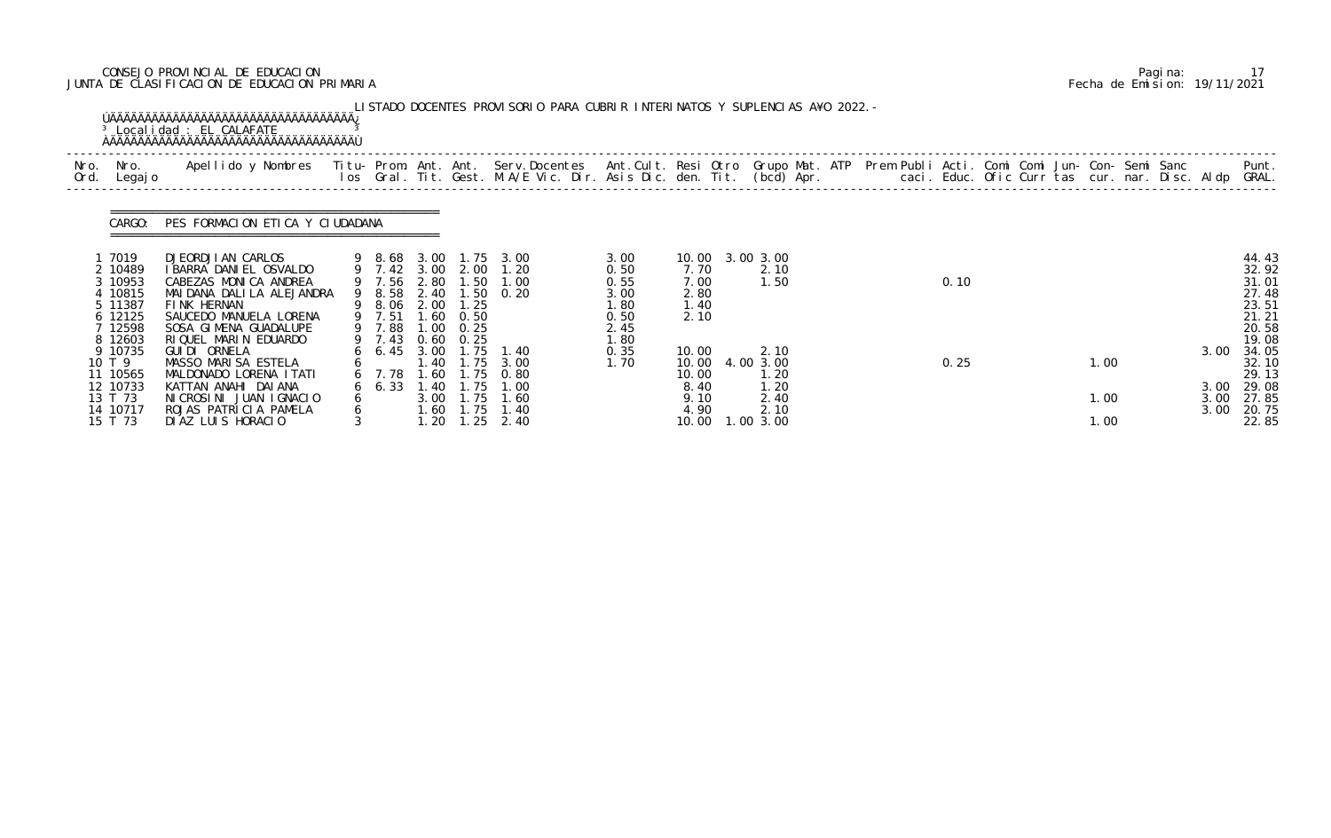CONSEJO PROVINCIAL DE EDUCACION
JUNTA DE CLASIFICACION DE EDUCACION PRIMARIA

Fecha de Emision: 19/11/2021

LISTADO DOCENTES PROVISORIO PARA CUBRIR INTERINATOS Y SUPLENCIAS A¥O 2022.-

Localidad : EL CALAFATE

CARGO: PES FORMACION ETICA Y CIUDADANA

| Nro. Ord. | Nro. Legajo | Apellido y Nombres | Titu-los | Prom. Gral. | Ant. Tit. | Ant. Gest. | Serv.Docentes M.A/E Vic. Dir. | Ant.Cult. Asis Dic. | Resi den. | Otro Tit. | Grupo Mat. (bcd) | ATP Apr. | Prem | Publi caci. | Acti. Educ. | Comi Ofic | Comi Curr | Jun- tas | Con- cur. | Semi nar. | Sanc Disc. | Aldp | Punt. GRAL. |
|---|---|---|---|---|---|---|---|---|---|---|---|---|---|---|---|---|---|---|---|---|---|---|---|
| 1 | 7019 | DJEORDJIAN CARLOS | 9 | 8.68 | 3.00 | 1.75 | 3.00 | 3.00 | 10.00 | 3.00 | 3.00 | | | | | | | | | | | | 44.43 |
| 2 | 10489 | IBARRA DANIEL OSVALDO | 9 | 7.42 | 3.00 | 2.00 | 1.20 | 0.50 | 7.70 | | 2.10 | | | | | | | | | | | | 32.92 |
| 3 | 10953 | CABEZAS MONICA ANDREA | 9 | 7.56 | 2.80 | 1.50 | 1.00 | 0.55 | 7.00 | | 1.50 | | | | 0.10 | | | | | | | | 31.01 |
| 4 | 10815 | MAIDANA DALILA ALEJANDRA | 9 | 8.58 | 2.40 | 1.50 | 0.20 | 3.00 | 2.80 | | | | | | | | | | | | | | 27.48 |
| 5 | 11387 | FINK HERNAN | 9 | 8.06 | 2.00 | 1.25 | | 1.80 | 1.40 | | | | | | | | | | | | | | 23.51 |
| 6 | 12125 | SAUCEDO MANUELA LORENA | 9 | 7.51 | 1.60 | 0.50 | | 0.50 | 2.10 | | | | | | | | | | | | | | 21.21 |
| 7 | 12598 | SOSA GIMENA GUADALUPE | 9 | 7.88 | 1.00 | 0.25 | | 2.45 | | | | | | | | | | | | | | | 20.58 |
| 8 | 12603 | RIQUEL MARIN EDUARDO | 9 | 7.43 | 0.60 | 0.25 | | 1.80 | | | | | | | | | | | | | | | 19.08 |
| 9 | 10735 | GUIDI ORNELA | 6 | 6.45 | 3.00 | 1.75 | 1.40 | 0.35 | 10.00 | | 2.10 | | | | | | | | | | | 3.00 | 34.05 |
| 10 | T 9 | MASSO MARISA ESTELA | 6 | | 1.40 | 1.75 | 3.00 | 1.70 | 10.00 | 4.00 | 3.00 | | | | 0.25 | | | | 1.00 | | | | 32.10 |
| 11 | 10565 | MALDONADO LORENA ITATI | 6 | 7.78 | 1.60 | 1.75 | 0.80 | | 10.00 | | 1.20 | | | | | | | | | | | | 29.13 |
| 12 | 10733 | KATTAN ANAHI DAIANA | 6 | 6.33 | 1.40 | 1.75 | 1.00 | | 8.40 | | 1.20 | | | | | | | | | | | 3.00 | 29.08 |
| 13 | T 73 | NICROSINI JUAN IGNACIO | 6 | | 3.00 | 1.75 | 1.60 | | 9.10 | | 2.40 | | | | | | | | 1.00 | | | 3.00 | 27.85 |
| 14 | 10717 | ROJAS PATRICIA PAMELA | 6 | | 1.60 | 1.75 | 1.40 | | 4.90 | | 2.10 | | | | | | | | | | | 3.00 | 20.75 |
| 15 | T 73 | DIAZ LUIS HORACIO | 3 | | 1.20 | 1.25 | 2.40 | | 10.00 | 1.00 | 3.00 | | | | | | | | 1.00 | | | | 22.85 |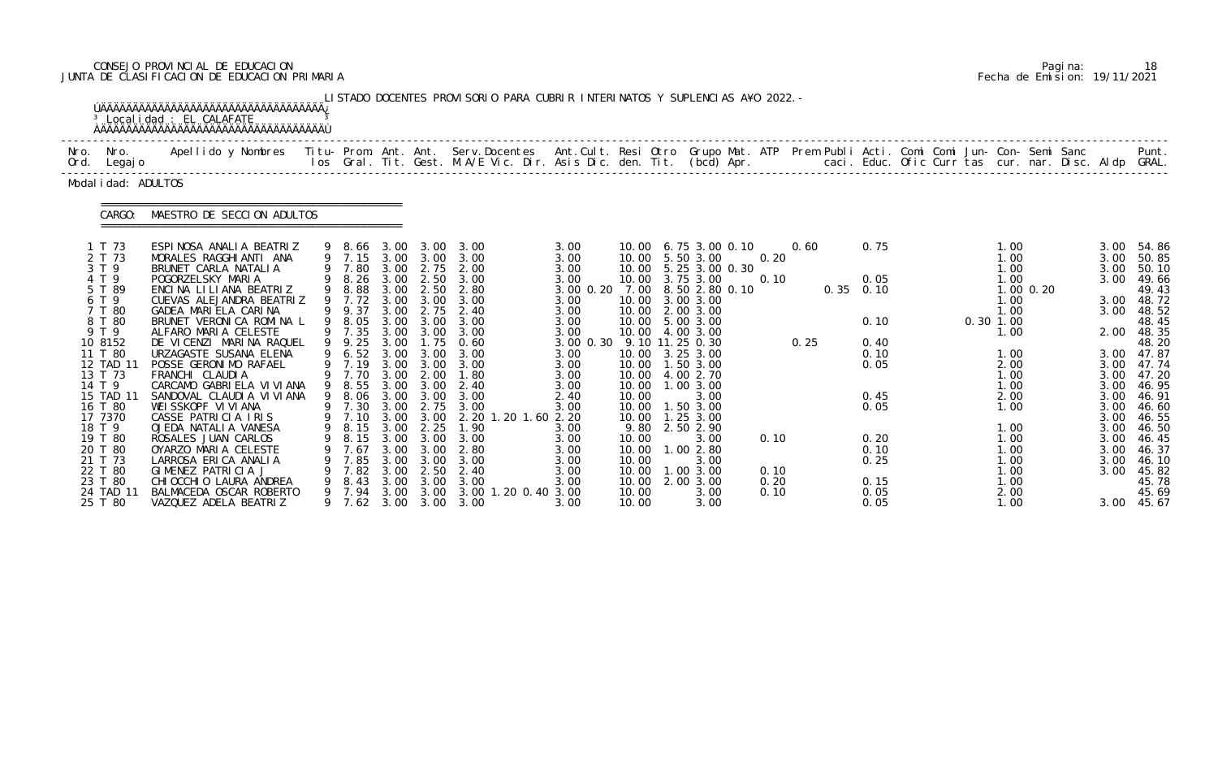CONSEJO PROVINCIAL DE EDUCACION
JUNTA DE CLASIFICACION DE EDUCACION PRIMARIA

Fecha de Emision: 19/11/2021

LISTADO DOCENTES PROVISORIO PARA CUBRIR INTERINATOS Y SUPLENCIAS A¥O 2022.-

Localidad : EL CALAFATE

Modalidad: ADULTOS

CARGO: MAESTRO DE SECCION ADULTOS

| Nro. Ord. | Nro. Legajo | Apellido y Nombres | Titu- los | Prom. Gral. | Ant. Tit. | Ant. Gest. | Serv.Docentes M.A/E Vic. Dir. | Ant.Cult. Asis Dic. | Resi den. | Otro Tit. | Grupo Mat. (bcd) | ATP Apr. | Prem Publi caci. | Acti. Educ. | Comi Ofic | Comi Curr | Jun- tas | Con- cur. | Semi nar. | Sanc Disc. | Aldp | Punt. GRAL. |
|---|---|---|---|---|---|---|---|---|---|---|---|---|---|---|---|---|---|---|---|---|---|---|
| 1 | T 73 | ESPINOSA ANALIA BEATRIZ | 9 | 8.66 | 3.00 | 3.00 | 3.00 | 3.00 | 10.00 | 6.75 | 3.00 0.10 | | 0.60 | 0.75 | | | | 1.00 | | | 3.00 | 54.86 |
| 2 | T 73 | MORALES RAGGHIANTI ANA | 9 | 7.15 | 3.00 | 3.00 | 3.00 | 3.00 | 10.00 | 5.50 | 3.00 | 0.20 | | | | | | 1.00 | | | 3.00 | 50.85 |
| 3 | T 9 | BRUNET CARLA NATALIA | 9 | 7.80 | 3.00 | 2.75 | 2.00 | 3.00 | 10.00 | 5.25 | 3.00 0.30 | | | | | | | 1.00 | | | 3.00 | 50.10 |
| 4 | T 9 | POGORZELSKY MARIA | 9 | 8.26 | 3.00 | 2.50 | 3.00 | 3.00 | 10.00 | 3.75 | 3.00 | 0.10 | | 0.05 | | | | 1.00 | | | 3.00 | 49.66 |
| 5 | T 89 | ENCINA LILIANA BEATRIZ | 9 | 8.88 | 3.00 | 2.50 | 2.80 | 3.00 0.20 | 7.00 | 8.50 | 2.80 0.10 | | 0.35 | 0.10 | | | | 1.00 | 0.20 | | | 49.43 |
| 6 | T 9 | CUEVAS ALEJANDRA BEATRIZ | 9 | 7.72 | 3.00 | 3.00 | 3.00 | 3.00 | 10.00 | 3.00 | 3.00 | | | | | | | 1.00 | | | 3.00 | 48.72 |
| 7 | T 80 | GADEA MARIELA CARINA | 9 | 9.37 | 3.00 | 2.75 | 2.40 | 3.00 | 10.00 | 2.00 | 3.00 | | | | | | | 1.00 | | | 3.00 | 48.52 |
| 8 | T 80 | BRUNET VERONICA ROMINA L | 9 | 8.05 | 3.00 | 3.00 | 3.00 | 3.00 | 10.00 | 5.00 | 3.00 | | | 0.10 | | | 0.30 | 1.00 | | | | 48.45 |
| 9 | T 9 | ALFARO MARIA CELESTE | 9 | 7.35 | 3.00 | 3.00 | 3.00 | 3.00 | 10.00 | 4.00 | 3.00 | | | | | | | 1.00 | | | 2.00 | 48.35 |
| 10 | 8152 | DE VICENZI MARINA RAQUEL | 9 | 9.25 | 3.00 | 1.75 | 0.60 | 3.00 0.30 | 9.10 | 11.25 | 0.30 | | 0.25 | 0.40 | | | | | | | | 48.20 |
| 11 | T 80 | URZAGASTE SUSANA ELENA | 9 | 6.52 | 3.00 | 3.00 | 3.00 | 3.00 | 10.00 | 3.25 | 3.00 | | | 0.10 | | | | 1.00 | | | 3.00 | 47.87 |
| 12 | TAD 11 | POSSE GERONIMO RAFAEL | 9 | 7.19 | 3.00 | 3.00 | 3.00 | 3.00 | 10.00 | 1.50 | 3.00 | | | 0.05 | | | | 2.00 | | | 3.00 | 47.74 |
| 13 | T 73 | FRANCHI CLAUDIA | 9 | 7.70 | 3.00 | 2.00 | 1.80 | 3.00 | 10.00 | 4.00 | 2.70 | | | | | | | 1.00 | | | 3.00 | 47.20 |
| 14 | T 9 | CARCAMO GABRIELA VIVIANA | 9 | 8.55 | 3.00 | 3.00 | 2.40 | 3.00 | 10.00 | 1.00 | 3.00 | | | | | | | 1.00 | | | 3.00 | 46.95 |
| 15 | TAD 11 | SANDOVAL CLAUDIA VIVIANA | 9 | 8.06 | 3.00 | 3.00 | 3.00 | 2.40 | 10.00 | | 3.00 | | | 0.45 | | | | 2.00 | | | 3.00 | 46.91 |
| 16 | T 80 | WEISSKOPF VIVIANA | 9 | 7.30 | 3.00 | 2.75 | 3.00 | 3.00 | 10.00 | 1.50 | 3.00 | | | 0.05 | | | | 1.00 | | | 3.00 | 46.60 |
| 17 | 7370 | CASSE PATRICIA IRIS | 9 | 7.10 | 3.00 | 3.00 | 2.20 1.20 1.60 | 2.20 | 10.00 | 1.25 | 3.00 | | | | | | | | | | 3.00 | 46.55 |
| 18 | T 9 | OJEDA NATALIA VANESA | 9 | 8.15 | 3.00 | 2.25 | 1.90 | 3.00 | 9.80 | 2.50 | 2.90 | | | | | | | 1.00 | | | 3.00 | 46.50 |
| 19 | T 80 | ROSALES JUAN CARLOS | 9 | 8.15 | 3.00 | 3.00 | 3.00 | 3.00 | 10.00 | | 3.00 | 0.10 | | 0.20 | | | | 1.00 | | | 3.00 | 46.45 |
| 20 | T 80 | OYARZO MARIA CELESTE | 9 | 7.67 | 3.00 | 3.00 | 2.80 | 3.00 | 10.00 | 1.00 | 2.80 | | | 0.10 | | | | 1.00 | | | 3.00 | 46.37 |
| 21 | T 73 | LARROSA ERICA ANALIA | 9 | 7.85 | 3.00 | 3.00 | 3.00 | 3.00 | 10.00 | | 3.00 | | | 0.25 | | | | 1.00 | | | 3.00 | 46.10 |
| 22 | T 80 | GIMENEZ PATRICIA J | 9 | 7.82 | 3.00 | 2.50 | 2.40 | 3.00 | 10.00 | 1.00 | 3.00 | 0.10 | | | | | | 1.00 | | | 3.00 | 45.82 |
| 23 | T 80 | CHIOCCHIO LAURA ANDREA | 9 | 8.43 | 3.00 | 3.00 | 3.00 | 3.00 | 10.00 | 2.00 | 3.00 | 0.20 | | 0.15 | | | | 1.00 | | | | 45.78 |
| 24 | TAD 11 | BALMACEDA OSCAR ROBERTO | 9 | 7.94 | 3.00 | 3.00 | 3.00 1.20 0.40 | 3.00 | 10.00 | | 3.00 | 0.10 | | 0.05 | | | | 2.00 | | | | 45.69 |
| 25 | T 80 | VAZQUEZ ADELA BEATRIZ | 9 | 7.62 | 3.00 | 3.00 | 3.00 | 3.00 | 10.00 | | 3.00 | | | 0.05 | | | | 1.00 | | | 3.00 | 45.67 |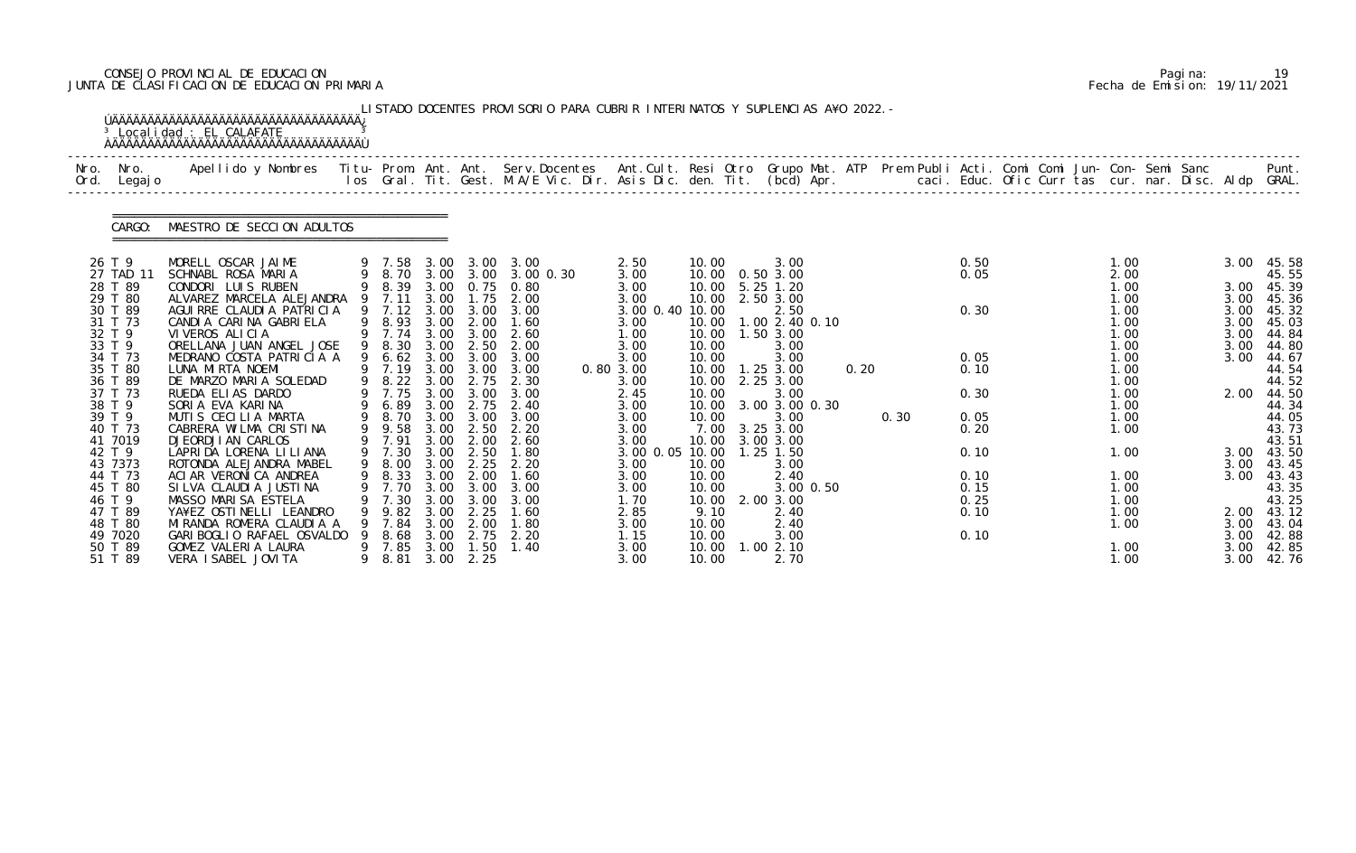CONSEJO PROVINCIAL DE EDUCACION
JUNTA DE CLASIFICACION DE EDUCACION PRIMARIA

Pagina: 19
Fecha de Emision: 19/11/2021

LISTADO DOCENTES PROVISORIO PARA CUBRIR INTERINATOS Y SUPLENCIAS A¥O 2022.-

Localidad : EL CALAFATE

CARGO: MAESTRO DE SECCION ADULTOS

| Nro. Ord. | Nro. Legajo | Apellido y Nombres | Titu-los | Prom. Gral. | Ant. Tit. | Ant. Gest. | Serv.Docentes M.A/E Vic. Dir. | Ant.Cult. Asis Dic. | Resi den. | Otro Tit. | Grupo Mat. (bcd) | ATP Apr. | Prem Publi caci. | Acti. Educ. | Comi Ofic | Comi Curr | Jun- tas | Con- cur. | Semi nar. | Sanc Disc. | Aldp | Punt. GRAL. |
|---|---|---|---|---|---|---|---|---|---|---|---|---|---|---|---|---|---|---|---|---|---|---|
| 26 | T 9 | MORELL OSCAR JAIME | 9 | 7.58 | 3.00 | 3.00 | 3.00 | 2.50 | 10.00 | | 3.00 | | | 0.50 | | | | 1.00 | | | 3.00 | 45.58 |
| 27 | TAD 11 | SCHNABL ROSA MARIA | 9 | 8.70 | 3.00 | 3.00 | 3.00 0.30 | 3.00 | 10.00 | 0.50 | 3.00 | | | 0.05 | | | | 2.00 | | | | 45.55 |
| 28 | T 89 | CONDORI LUIS RUBEN | 9 | 8.39 | 3.00 | 0.75 | 0.80 | 3.00 | 10.00 | 5.25 | 1.20 | | | | | | | 1.00 | | | 3.00 | 45.39 |
| 29 | T 80 | ALVAREZ MARCELA ALEJANDRA | 9 | 7.11 | 3.00 | 1.75 | 2.00 | 3.00 | 10.00 | 2.50 | 3.00 | | | | | | | 1.00 | | | 3.00 | 45.36 |
| 30 | T 89 | AGUIRRE CLAUDIA PATRICIA | 9 | 7.12 | 3.00 | 3.00 | 3.00 | 3.00 0.40 | 10.00 | | 2.50 | | | 0.30 | | | | 1.00 | | | 3.00 | 45.32 |
| 31 | T 73 | CANDIA CARINA GABRIELA | 9 | 8.93 | 3.00 | 2.00 | 1.60 | 3.00 | 10.00 | 1.00 | 2.40 0.10 | | | | | | | 1.00 | | | 3.00 | 45.03 |
| 32 | T 9 | VIVEROS ALICIA | 9 | 7.74 | 3.00 | 3.00 | 2.60 | 1.00 | 10.00 | 1.50 | 3.00 | | | | | | | 1.00 | | | 3.00 | 44.84 |
| 33 | T 9 | ORELLANA JUAN ANGEL JOSE | 9 | 8.30 | 3.00 | 2.50 | 2.00 | 3.00 | 10.00 | | 3.00 | | | | | | | 1.00 | | | 3.00 | 44.80 |
| 34 | T 73 | MEDRANO COSTA PATRICIA A | 9 | 6.62 | 3.00 | 3.00 | 3.00 | 3.00 | 10.00 | | 3.00 | | | 0.05 | | | | 1.00 | | | 3.00 | 44.67 |
| 35 | T 80 | LUNA MIRTA NOEMI | 9 | 7.19 | 3.00 | 3.00 | 3.00 | 0.80 3.00 | 10.00 | 1.25 | 3.00 | 0.20 | | 0.10 | | | | 1.00 | | | | 44.54 |
| 36 | T 89 | DE MARZO MARIA SOLEDAD | 9 | 8.22 | 3.00 | 2.75 | 2.30 | 3.00 | 10.00 | 2.25 | 3.00 | | | | | | | 1.00 | | | | 44.52 |
| 37 | T 73 | RUEDA ELIAS DARDO | 9 | 7.75 | 3.00 | 3.00 | 3.00 | 2.45 | 10.00 | | 3.00 | | | 0.30 | | | | 1.00 | | | 2.00 | 44.50 |
| 38 | T 9 | SORIA EVA KARINA | 9 | 6.89 | 3.00 | 2.75 | 2.40 | 3.00 | 10.00 | 3.00 | 3.00 0.30 | | | | | | | 1.00 | | | | 44.34 |
| 39 | T 9 | MUTIS CECILIA MARTA | 9 | 8.70 | 3.00 | 3.00 | 3.00 | 3.00 | 10.00 | | 3.00 | | 0.30 | 0.05 | | | | 1.00 | | | | 44.05 |
| 40 | T 73 | CABRERA WILMA CRISTINA | 9 | 9.58 | 3.00 | 2.50 | 2.20 | 3.00 | 7.00 | 3.25 | 3.00 | | | 0.20 | | | | 1.00 | | | | 43.73 |
| 41 | 7019 | DJEORDJIAN CARLOS | 9 | 7.91 | 3.00 | 2.00 | 2.60 | 3.00 | 10.00 | 3.00 | 3.00 | | | | | | | | | | | 43.51 |
| 42 | T 9 | LAPRIDA LORENA LILIANA | 9 | 7.30 | 3.00 | 2.50 | 1.80 | 3.00 0.05 | 10.00 | 1.25 | 1.50 | | | 0.10 | | | | 1.00 | | | 3.00 | 43.50 |
| 43 | 7373 | ROTONDA ALEJANDRA MABEL | 9 | 8.00 | 3.00 | 2.25 | 2.20 | 3.00 | 10.00 | | 3.00 | | | | | | | | | | 3.00 | 43.45 |
| 44 | T 73 | ACIAR VERONICA ANDREA | 9 | 8.33 | 3.00 | 2.00 | 1.60 | 3.00 | 10.00 | | 2.40 | | | 0.10 | | | | 1.00 | | | 3.00 | 43.43 |
| 45 | T 80 | SILVA CLAUDIA JUSTINA | 9 | 7.70 | 3.00 | 3.00 | 3.00 | 3.00 | 10.00 | | 3.00 0.50 | | | 0.15 | | | | 1.00 | | | | 43.35 |
| 46 | T 9 | MASSO MARISA ESTELA | 9 | 7.30 | 3.00 | 3.00 | 3.00 | 1.70 | 10.00 | 2.00 | 3.00 | | | 0.25 | | | | 1.00 | | | | 43.25 |
| 47 | T 89 | YA¥EZ OSTINELLI LEANDRO | 9 | 9.82 | 3.00 | 2.25 | 1.60 | 2.85 | 9.10 | | 2.40 | | | 0.10 | | | | 1.00 | | | 2.00 | 43.12 |
| 48 | T 80 | MIRANDA ROMERA CLAUDIA A | 9 | 7.84 | 3.00 | 2.00 | 1.80 | 3.00 | 10.00 | | 2.40 | | | | | | | 1.00 | | | 3.00 | 43.04 |
| 49 | 7020 | GARIBOGLIO RAFAEL OSVALDO | 9 | 8.68 | 3.00 | 2.75 | 2.20 | 1.15 | 10.00 | | 3.00 | | | 0.10 | | | | | | | 3.00 | 42.88 |
| 50 | T 89 | GOMEZ VALERIA LAURA | 9 | 7.85 | 3.00 | 1.50 | 1.40 | 3.00 | 10.00 | 1.00 | 2.10 | | | | | | | 1.00 | | | 3.00 | 42.85 |
| 51 | T 89 | VERA ISABEL JOVITA | 9 | 8.81 | 3.00 | 2.25 | | 3.00 | 10.00 | | 2.70 | | | | | | | 1.00 | | | 3.00 | 42.76 |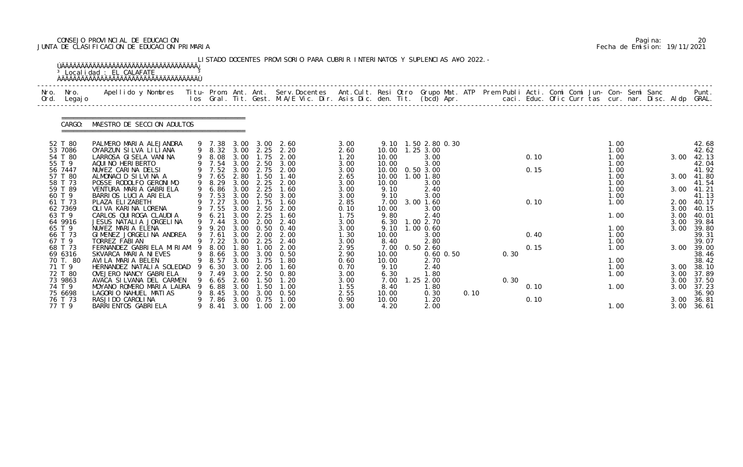CONSEJO PROVINCIAL DE EDUCACION
JUNTA DE CLASIFICACION DE EDUCACION PRIMARIA

Pagina: 20
Fecha de Emision: 19/11/2021

LISTADO DOCENTES PROVISORIO PARA CUBRIR INTERINATOS Y SUPLENCIAS A¥O 2022.-

Localidad : EL CALAFATE

CARGO: MAESTRO DE SECCION ADULTOS

| Nro. Ord. | Nro. Legajo | Apellido y Nombres | Titu- los | Prom. Gral. | Ant. Tit. | Ant. Gest. | Serv.Docentes M.A/E Vic. Dir. | Ant.Cult. Asis Dic. | Resi den. | Otro Tit. | Grupo Mat. (bcd) | ATP Apr. | Prem caci. | Publi Educ. | Acti. Ofic | Comi Curr | Comi tas | Jun- cur. | Con- nar. | Semi Disc. | Sanc Aldp | Punt. GRAL. |
|---|---|---|---|---|---|---|---|---|---|---|---|---|---|---|---|---|---|---|---|---|---|---|
| 52 | T 80 | PALMERO MARIA ALEJANDRA | 9 | 7.38 | 3.00 | 3.00 | 2.60 | 3.00 | 9.10 | 1.50 | 2.80 0.30 | | | | | | | 1.00 | | | | 42.68 |
| 53 | 7086 | OYARZUN SILVA LILIANA | 9 | 8.32 | 3.00 | 2.25 | 2.20 | 2.60 | 10.00 | 1.25 | 3.00 | | | | | | | 1.00 | | | | 42.62 |
| 54 | T 80 | LARROSA GISELA VANINA | 9 | 8.08 | 3.00 | 1.75 | 2.00 | 1.20 | 10.00 | | 3.00 | | | 0.10 | | | | 1.00 | | | 3.00 | 42.13 |
| 55 | T 9 | AQUINO HERIBERTO | 9 | 7.54 | 3.00 | 2.50 | 3.00 | 3.00 | 10.00 | | 3.00 | | | | | | | 1.00 | | | | 42.04 |
| 56 | 7447 | NU¥EZ CARINA DELSI | 9 | 7.52 | 3.00 | 2.75 | 2.00 | 3.00 | 10.00 | 0.50 | 3.00 | | | 0.15 | | | | 1.00 | | | | 41.92 |
| 57 | T 80 | ALMONACID SILVINA A | 9 | 7.65 | 2.80 | 1.50 | 1.40 | 2.65 | 10.00 | 1.00 | 1.80 | | | | | | | 1.00 | | | 3.00 | 41.80 |
| 58 | T 73 | POSSE RODOLFO GERONIMO | 9 | 8.29 | 3.00 | 2.25 | 2.00 | 3.00 | 10.00 | | 3.00 | | | | | | | 1.00 | | | | 41.54 |
| 59 | T 89 | VENTURA MARIA GABRIELA | 9 | 6.86 | 3.00 | 2.25 | 1.60 | 3.00 | 9.10 | | 2.40 | | | | | | | 1.00 | | | 3.00 | 41.21 |
| 60 | T 9 | BARRIOS LUCIA ARIELA | 9 | 7.53 | 3.00 | 2.50 | 3.00 | 3.00 | 9.10 | | 3.00 | | | | | | | 1.00 | | | | 41.13 |
| 61 | T 73 | PLAZA ELIZABETH | 9 | 7.27 | 3.00 | 1.75 | 1.60 | 2.85 | 7.00 | 3.00 | 1.60 | | | 0.10 | | | | 1.00 | | | 2.00 | 40.17 |
| 62 | 7369 | OLIVA KARINA LORENA | 9 | 7.55 | 3.00 | 2.50 | 2.00 | 0.10 | 10.00 | | 3.00 | | | | | | | | | | 3.00 | 40.15 |
| 63 | T 9 | CARLOS QUIROGA CLAUDIA | 9 | 6.21 | 3.00 | 2.25 | 1.60 | 1.75 | 9.80 | | 2.40 | | | | | | | 1.00 | | | 3.00 | 40.01 |
| 64 | 9916 | JESUS NATALIA JORGELINA | 9 | 7.44 | 3.00 | 2.00 | 2.40 | 3.00 | 6.30 | 1.00 | 2.70 | | | | | | | | | | 3.00 | 39.84 |
| 65 | T 9 | NU¥EZ MARIA ELENA | 9 | 9.20 | 3.00 | 0.50 | 0.40 | 3.00 | 9.10 | 1.00 | 0.60 | | | | | | | 1.00 | | | 3.00 | 39.80 |
| 66 | T 73 | GIMENEZ JORGELINA ANDREA | 9 | 7.61 | 3.00 | 2.00 | 2.00 | 1.30 | 10.00 | | 3.00 | | | 0.40 | | | | 1.00 | | | | 39.31 |
| 67 | T 9 | TORREZ FABIAN | 9 | 7.22 | 3.00 | 2.25 | 2.40 | 3.00 | 8.40 | | 2.80 | | | | | | | 1.00 | | | | 39.07 |
| 68 | T 73 | FERNANDEZ GABRIELA MIRIAM | 9 | 8.00 | 1.80 | 1.00 | 2.00 | 2.95 | 7.00 | 0.50 | 2.60 | | | 0.15 | | | | 1.00 | | | 3.00 | 39.00 |
| 69 | 6316 | SKVARCA MARIA NIEVES | 9 | 8.66 | 3.00 | 3.00 | 0.50 | 2.90 | 10.00 | | 0.60 0.50 | | 0.30 | | | | | | | | | 38.46 |
| 70 | T. 80 | AVILA MARIA BELEN | 9 | 8.57 | 3.00 | 1.75 | 1.80 | 0.60 | 10.00 | | 2.70 | | | | | | | 1.00 | | | | 38.42 |
| 71 | T 9 | HERNANDEZ NATALIA SOLEDAD | 9 | 6.30 | 3.00 | 2.00 | 1.60 | 0.70 | 9.10 | | 2.40 | | | | | | | 1.00 | | | 3.00 | 38.10 |
| 72 | T 80 | OVEJERO NANCY GABRIELA | 9 | 7.49 | 3.00 | 2.50 | 0.80 | 3.00 | 6.30 | | 1.80 | | | | | | | 1.00 | | | 3.00 | 37.89 |
| 73 | 9863 | AVACA SILVANA DEL CARMEN | 9 | 6.65 | 2.60 | 1.50 | 1.20 | 3.00 | 7.00 | 1.25 | 2.00 | | 0.30 | | | | | | | | 3.00 | 37.50 |
| 74 | T 9 | MOYANO ROMERO MARIA LAURA | 9 | 6.88 | 3.00 | 1.50 | 1.00 | 1.55 | 8.40 | | 1.80 | | | 0.10 | | | | 1.00 | | | 3.00 | 37.23 |
| 75 | 6698 | LAGORIO NAHUEL MATIAS | 9 | 8.45 | 3.00 | 3.00 | 0.50 | 2.55 | 10.00 | | 0.30 | 0.10 | | | | | | | | | | 36.90 |
| 76 | T 73 | RASJIDO CAROLINA | 9 | 7.86 | 3.00 | 0.75 | 1.00 | 0.90 | 10.00 | | 1.20 | | | 0.10 | | | | | | | 3.00 | 36.81 |
| 77 | T 9 | BARRIENTOS GABRIELA | 9 | 8.41 | 3.00 | 1.00 | 2.00 | 3.00 | 4.20 | | 2.00 | | | | | | | 1.00 | | | 3.00 | 36.61 |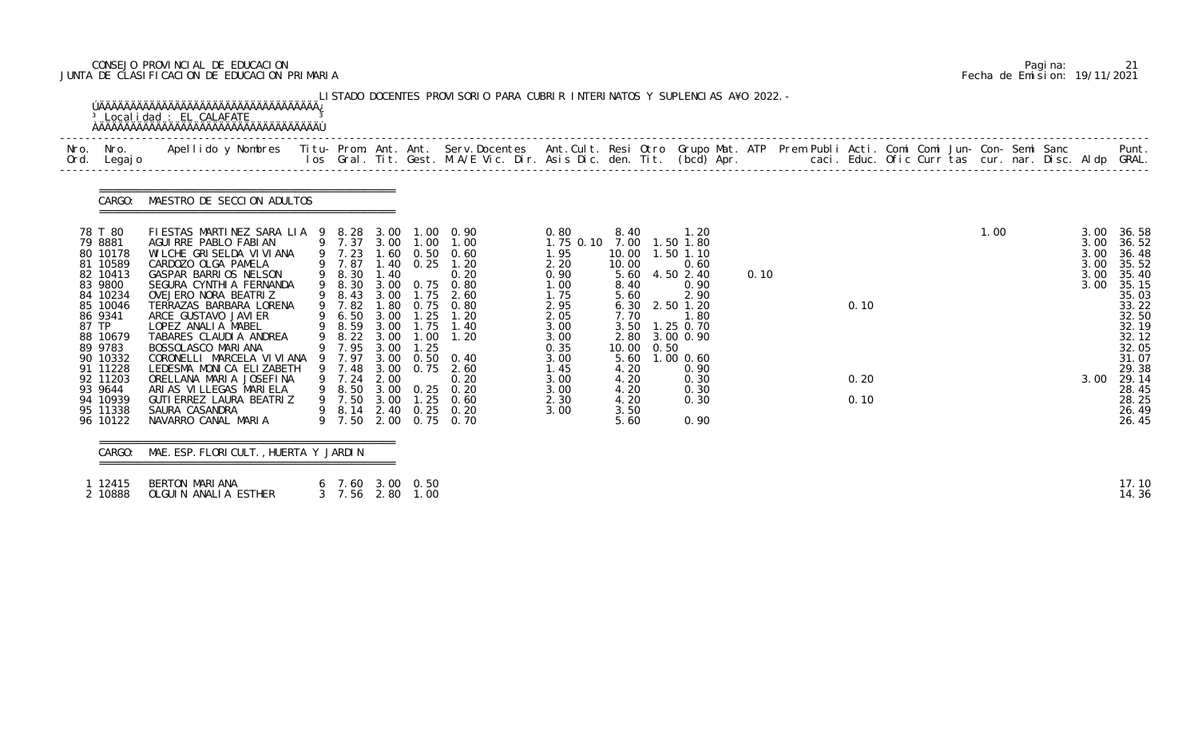CONSEJO PROVINCIAL DE EDUCACION
JUNTA DE CLASIFICACION DE EDUCACION PRIMARIA

Fecha de Emision: 19/11/2021

LISTADO DOCENTES PROVISORIO PARA CUBRIR INTERINATOS Y SUPLENCIAS A¥O 2022.-

Localidad : EL CALAFATE

CARGO: MAESTRO DE SECCION ADULTOS

| Nro. Ord. | Nro. Legajo | Apellido y Nombres | Titu- los | Prom. Gral. | Ant. Tit. | Ant. Gest. | Serv.Docentes M.A/E Vic. Dir. | Ant.Cult. Asis Dic. | Resi den. | Otro Tit. | Grupo Mat. (bcd) | ATP Apr. | Prem Publi caci. | Acti. Educ. | Comi Ofic | Comi Curr | Jun- tas | Con- cur. | Semi nar. | Sanc Disc. | Aldp | Punt. GRAL. |
|---|---|---|---|---|---|---|---|---|---|---|---|---|---|---|---|---|---|---|---|---|---|---|
| 78 | T 80 | FIESTAS MARTINEZ SARA LIA | 9 | 8.28 | 3.00 | 1.00 | 0.90 | 0.80 | 8.40 | | 1.20 | | | | | | 1.00 | | | | 3.00 | 36.58 |
| 79 | 8881 | AGUIRRE PABLO FABIAN | 9 | 7.37 | 3.00 | 1.00 | 1.00 | 1.75 0.10 | 7.00 | 1.50 | 1.80 | | | | | | | | | | 3.00 | 36.52 |
| 80 | 10178 | WILCHE GRISELDA VIVIANA | 9 | 7.23 | 1.60 | 0.50 | 0.60 | 1.95 | 10.00 | 1.50 | 1.10 | | | | | | | | | | 3.00 | 36.48 |
| 81 | 10589 | CARDOZO OLGA PAMELA | 9 | 7.87 | 1.40 | 0.25 | 1.20 | 2.20 | 10.00 | | 0.60 | | | | | | | | | | 3.00 | 35.52 |
| 82 | 10413 | GASPAR BARRIOS NELSON | 9 | 8.30 | 1.40 | | 0.20 | 0.90 | 5.60 | 4.50 | 2.40 | 0.10 | | | | | | | | | 3.00 | 35.40 |
| 83 | 9800 | SEGURA CYNTHIA FERNANDA | 9 | 8.30 | 3.00 | 0.75 | 0.80 | 1.00 | 8.40 | | 0.90 | | | | | | | | | | 3.00 | 35.15 |
| 84 | 10234 | OVEJERO NORA BEATRIZ | 9 | 8.43 | 3.00 | 1.75 | 2.60 | 1.75 | 5.60 | | 2.90 | | | | | | | | | | | 35.03 |
| 85 | 10046 | TERRAZAS BARBARA LORENA | 9 | 7.82 | 1.80 | 0.75 | 0.80 | 2.95 | 6.30 | 2.50 | 1.20 | | | 0.10 | | | | | | | | 33.22 |
| 86 | 9341 | ARCE GUSTAVO JAVIER | 9 | 6.50 | 3.00 | 1.25 | 1.20 | 2.05 | 7.70 | | 1.80 | | | | | | | | | | | 32.50 |
| 87 | TP | LOPEZ ANALIA MABEL | 9 | 8.59 | 3.00 | 1.75 | 1.40 | 3.00 | 3.50 | 1.25 | 0.70 | | | | | | | | | | | 32.19 |
| 88 | 10679 | TABARES CLAUDIA ANDREA | 9 | 8.22 | 3.00 | 1.00 | 1.20 | 3.00 | 2.80 | 3.00 | 0.90 | | | | | | | | | | | 32.12 |
| 89 | 9783 | BOSSOLASCO MARIANA | 9 | 7.95 | 3.00 | 1.25 | | 0.35 | 10.00 | 0.50 | | | | | | | | | | | | 32.05 |
| 90 | 10332 | CORONELLI MARCELA VIVIANA | 9 | 7.97 | 3.00 | 0.50 | 0.40 | 3.00 | 5.60 | 1.00 | 0.60 | | | | | | | | | | | 31.07 |
| 91 | 11228 | LEDESMA MONICA ELIZABETH | 9 | 7.48 | 3.00 | 0.75 | 2.60 | 1.45 | 4.20 | | 0.90 | | | | | | | | | | | 29.38 |
| 92 | 11203 | ORELLANA MARIA JOSEFINA | 9 | 7.24 | 2.00 | | 0.20 | 3.00 | 4.20 | | 0.30 | | | 0.20 | | | | | | | 3.00 | 29.14 |
| 93 | 9644 | ARIAS VILLEGAS MARIELA | 9 | 8.50 | 3.00 | 0.25 | 0.20 | 3.00 | 4.20 | | 0.30 | | | | | | | | | | | 28.45 |
| 94 | 10939 | GUTIERREZ LAURA BEATRIZ | 9 | 7.50 | 3.00 | 1.25 | 0.60 | 2.30 | 4.20 | | 0.30 | | | 0.10 | | | | | | | | 28.25 |
| 95 | 11338 | SAURA CASANDRA | 9 | 8.14 | 2.40 | 0.25 | 0.20 | 3.00 | 3.50 | | | | | | | | | | | | | 26.49 |
| 96 | 10122 | NAVARRO CANAL MARIA | 9 | 7.50 | 2.00 | 0.75 | 0.70 | | 5.60 | | 0.90 | | | | | | | | | | | 26.45 |

CARGO: MAE. ESP. FLORICULT., HUERTA Y JARDIN

| Nro. Ord. | Nro. Legajo | Apellido y Nombres | Titu- los | Prom. Gral. | Ant. Tit. | Ant. Gest. | Punt. GRAL. |
|---|---|---|---|---|---|---|---|
| 1 | 12415 | BERTON MARIANA | 6 | 7.60 | 3.00 | 0.50 | 17.10 |
| 2 | 10888 | OLGUIN ANALIA ESTHER | 3 | 7.56 | 2.80 | 1.00 | 14.36 |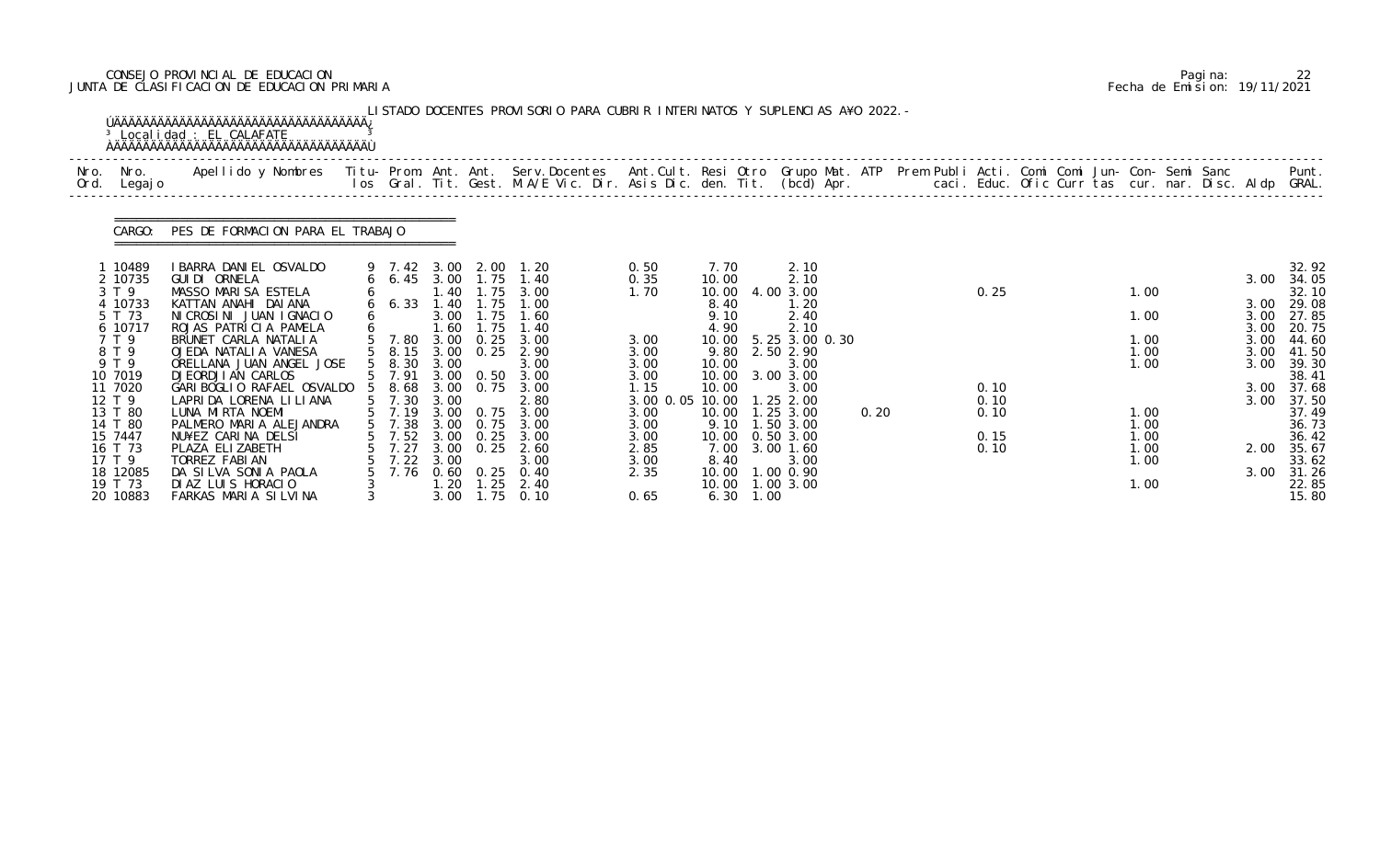CONSEJO PROVINCIAL DE EDUCACION
JUNTA DE CLASIFICACION DE EDUCACION PRIMARIA

Pagina: 22
Fecha de Emision: 19/11/2021

LISTADO DOCENTES PROVISORIO PARA CUBRIR INTERINATOS Y SUPLENCIAS A¥O 2022.-

Localidad : EL CALAFATE

CARGO: PES DE FORMACION PARA EL TRABAJO

| Nro. Ord. | Nro. Legajo | Apellido y Nombres | Titu- los | Prom. Gral. | Ant. Tit. | Ant. Gest. | Serv.Docentes M.A/E Vic. Dir. | Ant.Cult. Asis Dic. | Resi den. | Otro Tit. | Grupo Mat. (bcd) | ATP Apr. | Prem Publi caci. | Acti. Educ. | Comi Ofic | Comi Curr | Jun- tas | Con- cur. | Semi nar. | Sanc Disc. | Aldp | Punt. GRAL. |
|---|---|---|---|---|---|---|---|---|---|---|---|---|---|---|---|---|---|---|---|---|---|---|
| 1 | 10489 | IBARRA DANIEL OSVALDO | 9 | 7.42 | 3.00 | 2.00 | 1.20 | 0.50 | 7.70 | | 2.10 | | | | | | | | | | | 32.92 |
| 2 | 10735 | GUIDI ORNELA | 6 | 6.45 | 3.00 | 1.75 | 1.40 | 0.35 | 10.00 | | 2.10 | | | | | | | | | | 3.00 | 34.05 |
| 3 | T 9 | MASSO MARISA ESTELA | 6 | | 1.40 | 1.75 | 3.00 | 1.70 | 10.00 | 4.00 | 3.00 | | | 0.25 | | | | 1.00 | | | | 32.10 |
| 4 | 10733 | KATTAN ANAHI DAIANA | 6 | 6.33 | 1.40 | 1.75 | 1.00 | | 8.40 | | 1.20 | | | | | | | | | | 3.00 | 29.08 |
| 5 | T 73 | NICROSINI JUAN IGNACIO | 6 | | 3.00 | 1.75 | 1.60 | | 9.10 | | 2.40 | | | | | | | 1.00 | | | 3.00 | 27.85 |
| 6 | 10717 | ROJAS PATRICIA PAMELA | 6 | | 1.60 | 1.75 | 1.40 | | 4.90 | | 2.10 | | | | | | | | | | 3.00 | 20.75 |
| 7 | T 9 | BRUNET CARLA NATALIA | 5 | 7.80 | 3.00 | 0.25 | 3.00 | 3.00 | 10.00 | 5.25 | 3.00 0.30 | | | | | | | 1.00 | | | 3.00 | 44.60 |
| 8 | T 9 | OJEDA NATALIA VANESA | 5 | 8.15 | 3.00 | 0.25 | 2.90 | 3.00 | 9.80 | 2.50 | 2.90 | | | | | | | 1.00 | | | 3.00 | 41.50 |
| 9 | T 9 | ORELLANA JUAN ANGEL JOSE | 5 | 8.30 | 3.00 | | 3.00 | 3.00 | 10.00 | | 3.00 | | | | | | | 1.00 | | | 3.00 | 39.30 |
| 10 | 7019 | DJEORDJIAN CARLOS | 5 | 7.91 | 3.00 | 0.50 | 3.00 | 3.00 | 10.00 | 3.00 | 3.00 | | | | | | | | | | | 38.41 |
| 11 | 7020 | GARIBOGLIO RAFAEL OSVALDO | 5 | 8.68 | 3.00 | 0.75 | 3.00 | 1.15 | 10.00 | | 3.00 | | | 0.10 | | | | | | | 3.00 | 37.68 |
| 12 | T 9 | LAPRIDA LORENA LILIANA | 5 | 7.30 | 3.00 | | 2.80 | 3.00 0.05 | 10.00 | 1.25 | 2.00 | | | 0.10 | | | | | | | 3.00 | 37.50 |
| 13 | T 80 | LUNA MIRTA NOEMI | 5 | 7.19 | 3.00 | 0.75 | 3.00 | 3.00 | 10.00 | 1.25 | 3.00 | 0.20 | | 0.10 | | | | 1.00 | | | | 37.49 |
| 14 | T 80 | PALMERO MARIA ALEJANDRA | 5 | 7.38 | 3.00 | 0.75 | 3.00 | 3.00 | 9.10 | 1.50 | 3.00 | | | | | | | 1.00 | | | | 36.73 |
| 15 | 7447 | NU¥EZ CARINA DELSI | 5 | 7.52 | 3.00 | 0.25 | 3.00 | 3.00 | 10.00 | 0.50 | 3.00 | | | 0.15 | | | | 1.00 | | | | 36.42 |
| 16 | T 73 | PLAZA ELIZABETH | 5 | 7.27 | 3.00 | 0.25 | 2.60 | 2.85 | 7.00 | 3.00 | 1.60 | | | 0.10 | | | | 1.00 | | | 2.00 | 35.67 |
| 17 | T 9 | TORREZ FABIAN | 5 | 7.22 | 3.00 | | 3.00 | 3.00 | 8.40 | | 3.00 | | | | | | | 1.00 | | | | 33.62 |
| 18 | 12085 | DA SILVA SONIA PAOLA | 5 | 7.76 | 0.60 | 0.25 | 0.40 | 2.35 | 10.00 | 1.00 | 0.90 | | | | | | | | | | 3.00 | 31.26 |
| 19 | T 73 | DIAZ LUIS HORACIO | 3 | | 1.20 | 1.25 | 2.40 | | 10.00 | 1.00 | 3.00 | | | | | | | 1.00 | | | | 22.85 |
| 20 | 10883 | FARKAS MARIA SILVINA | 3 | | 3.00 | 1.75 | 0.10 | 0.65 | 6.30 | 1.00 | | | | | | | | | | | | 15.80 |